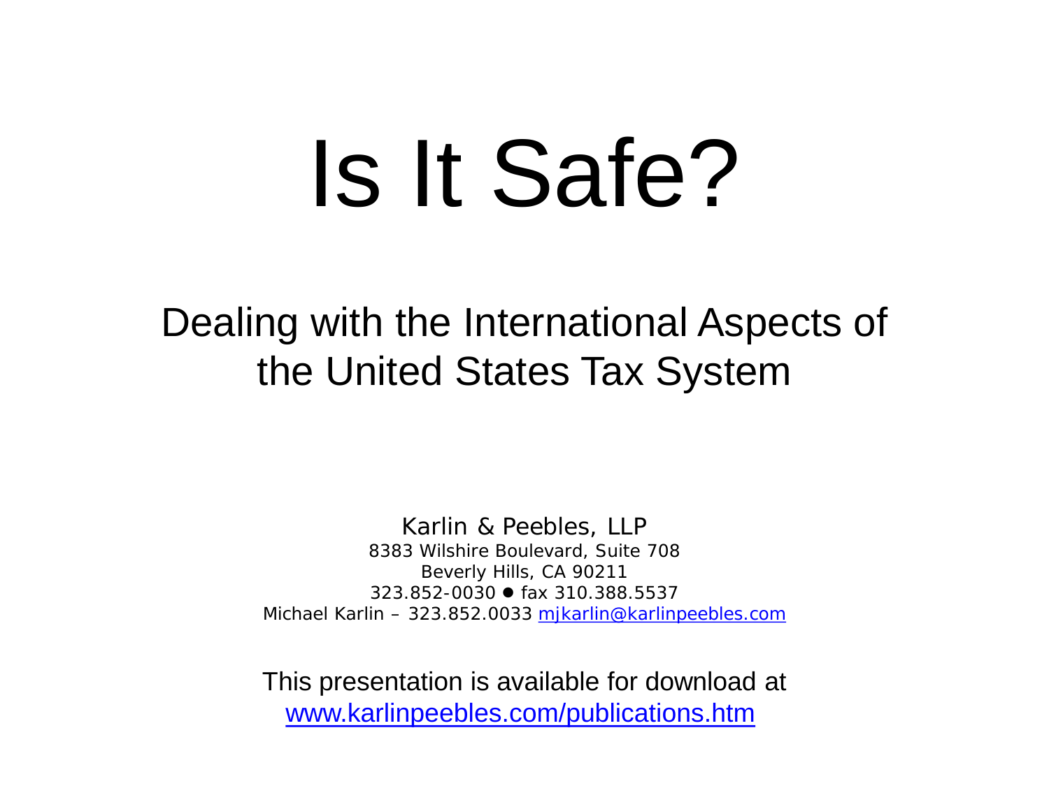# Is It Safe?

## Dealing with the International Aspects of the United States Tax System

Karlin & Peebles, LLP
8383 Wilshire Boulevard, Suite 708
Beverly Hills, CA 90211
323.852-0030 ● fax 310.388.5537
Michael Karlin – 323.852.0033 mjkarlin@karlinpeebles.com

This presentation is available for download at
www.karlinpeebles.com/publications.htm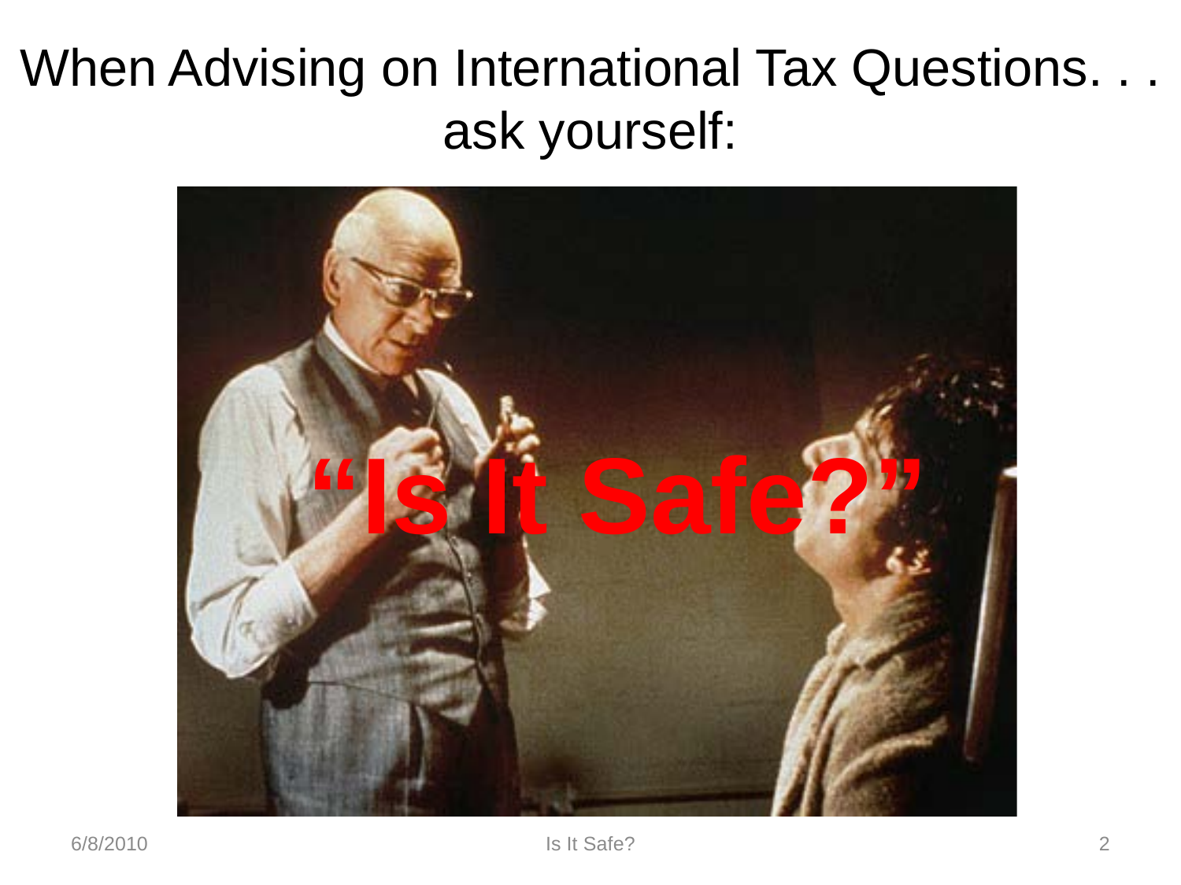# When Advising on International Tax Questions. . . ask yourself:

**"Is It Safe?"**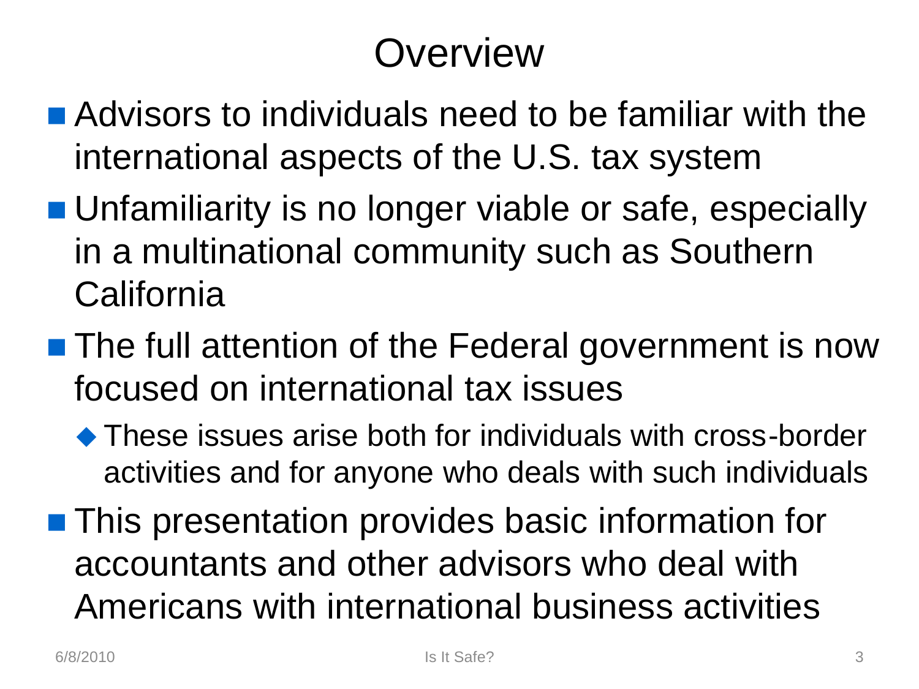# Overview

- Advisors to individuals need to be familiar with the international aspects of the U.S. tax system
- Unfamiliarity is no longer viable or safe, especially in a multinational community such as Southern California
- The full attention of the Federal government is now focused on international tax issues
  - These issues arise both for individuals with cross-border activities and for anyone who deals with such individuals
- This presentation provides basic information for accountants and other advisors who deal with Americans with international business activities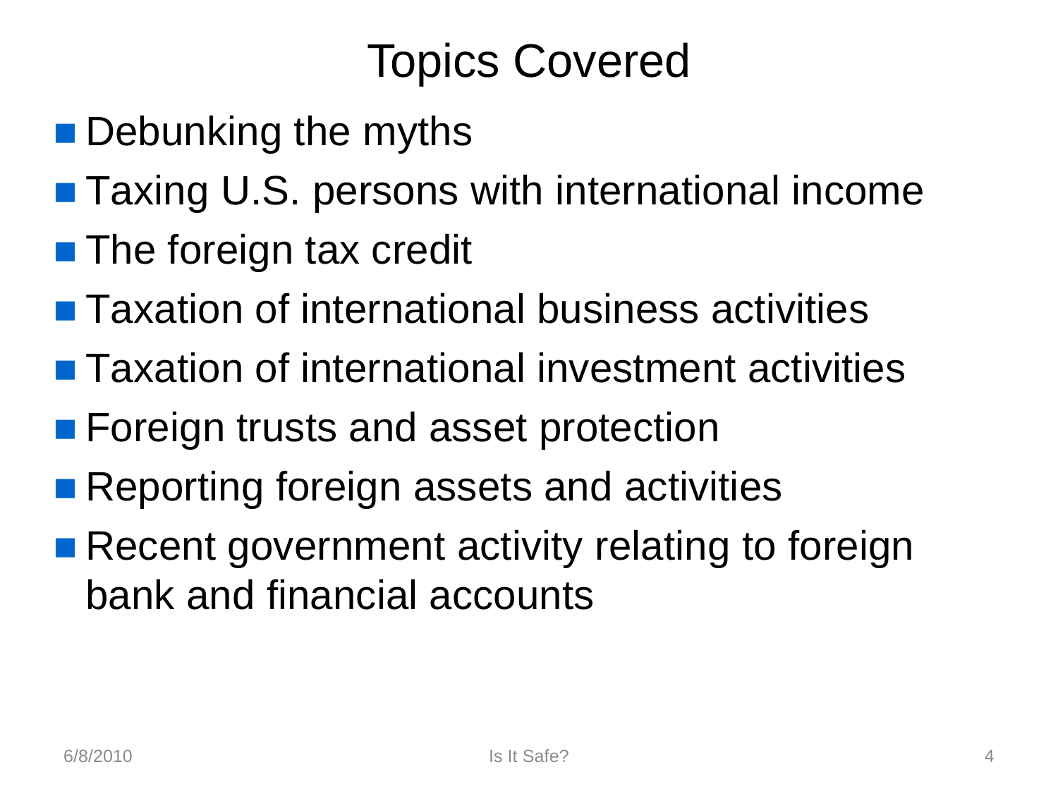# Topics Covered

- Debunking the myths
- Taxing U.S. persons with international income
- The foreign tax credit
- Taxation of international business activities
- Taxation of international investment activities
- Foreign trusts and asset protection
- Reporting foreign assets and activities
- Recent government activity relating to foreign bank and financial accounts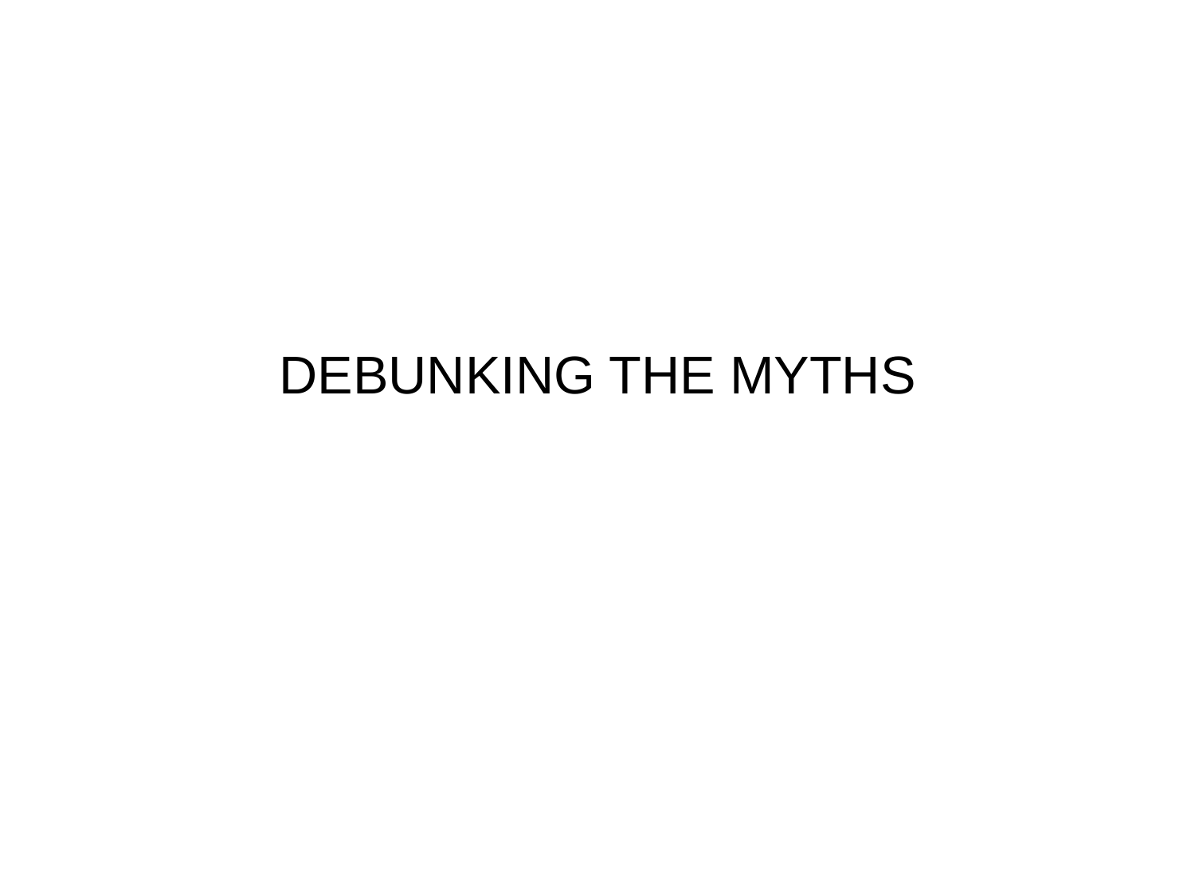# DEBUNKING THE MYTHS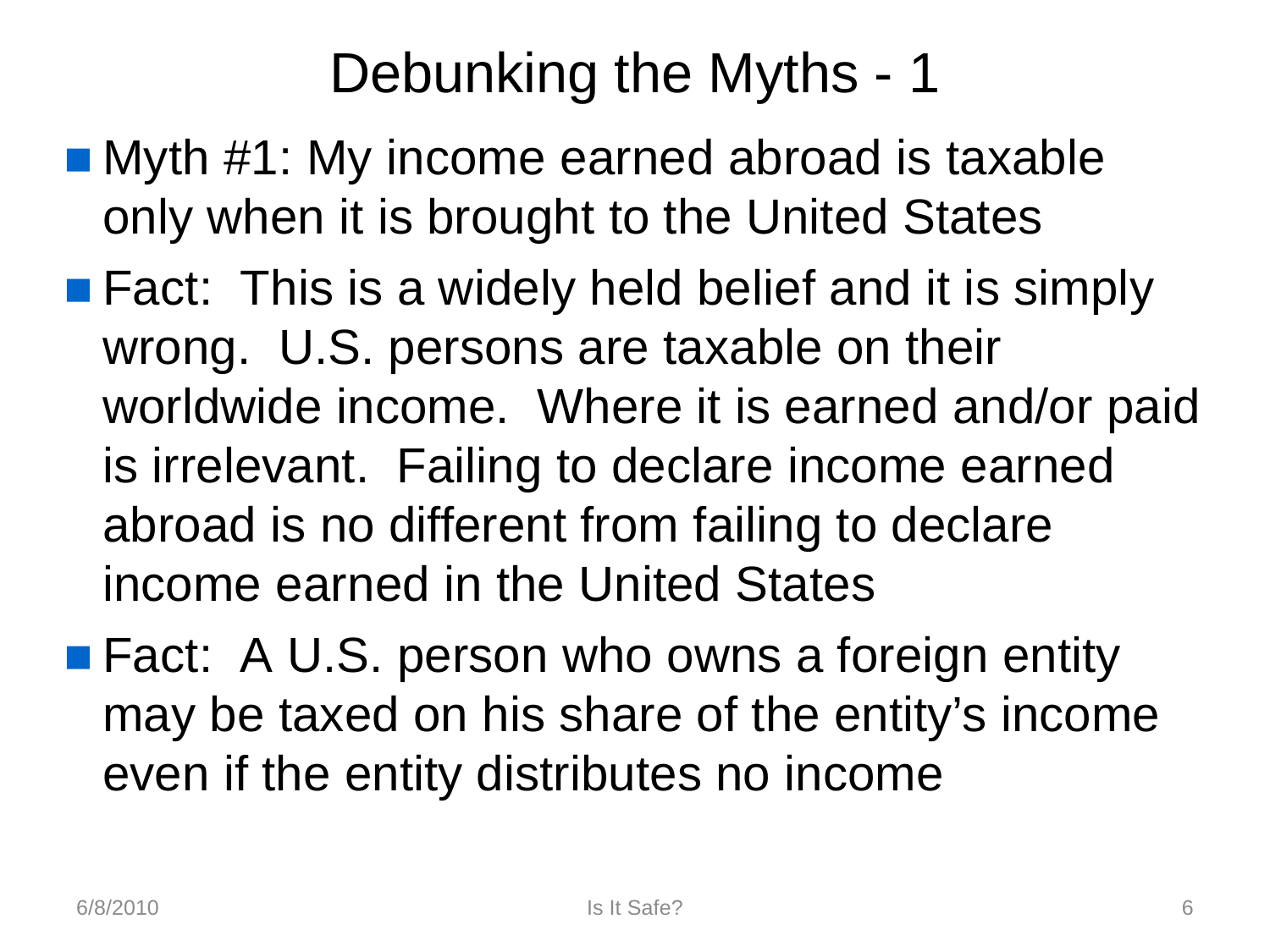# Debunking the Myths - 1

- Myth #1: My income earned abroad is taxable only when it is brought to the United States
- Fact: This is a widely held belief and it is simply wrong. U.S. persons are taxable on their worldwide income. Where it is earned and/or paid is irrelevant. Failing to declare income earned abroad is no different from failing to declare income earned in the United States
- Fact: A U.S. person who owns a foreign entity may be taxed on his share of the entity's income even if the entity distributes no income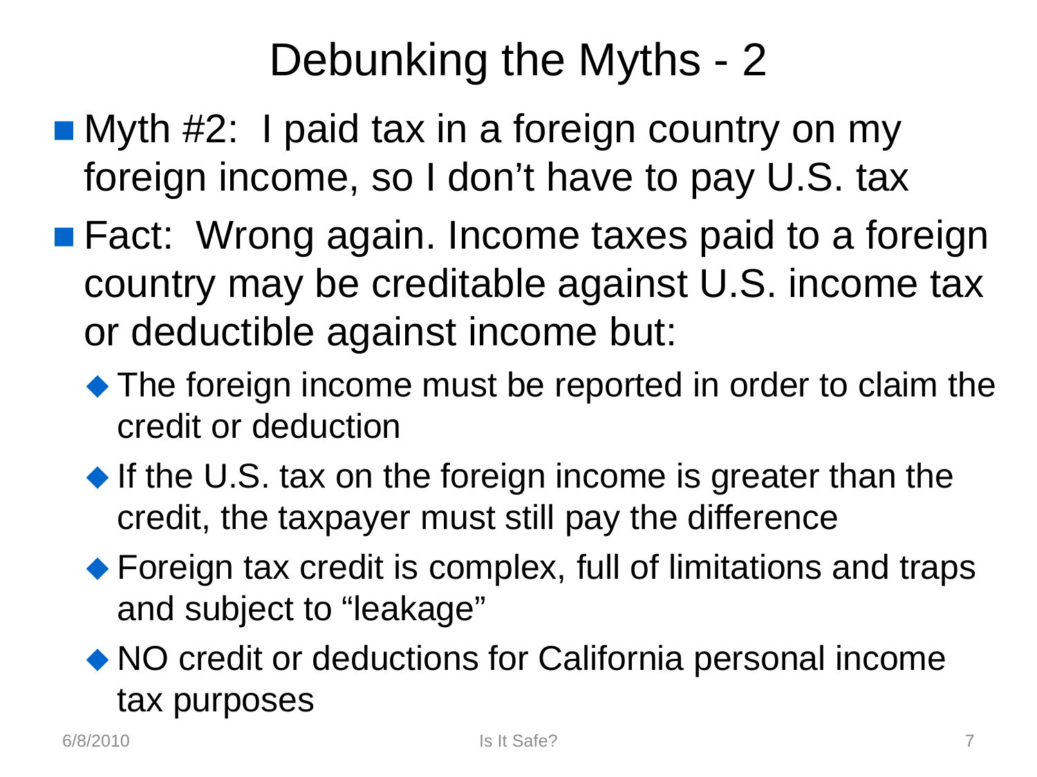# Debunking the Myths - 2

- Myth #2: I paid tax in a foreign country on my foreign income, so I don't have to pay U.S. tax
- Fact: Wrong again. Income taxes paid to a foreign country may be creditable against U.S. income tax or deductible against income but:
  - The foreign income must be reported in order to claim the credit or deduction
  - If the U.S. tax on the foreign income is greater than the credit, the taxpayer must still pay the difference
  - Foreign tax credit is complex, full of limitations and traps and subject to "leakage"
  - NO credit or deductions for California personal income tax purposes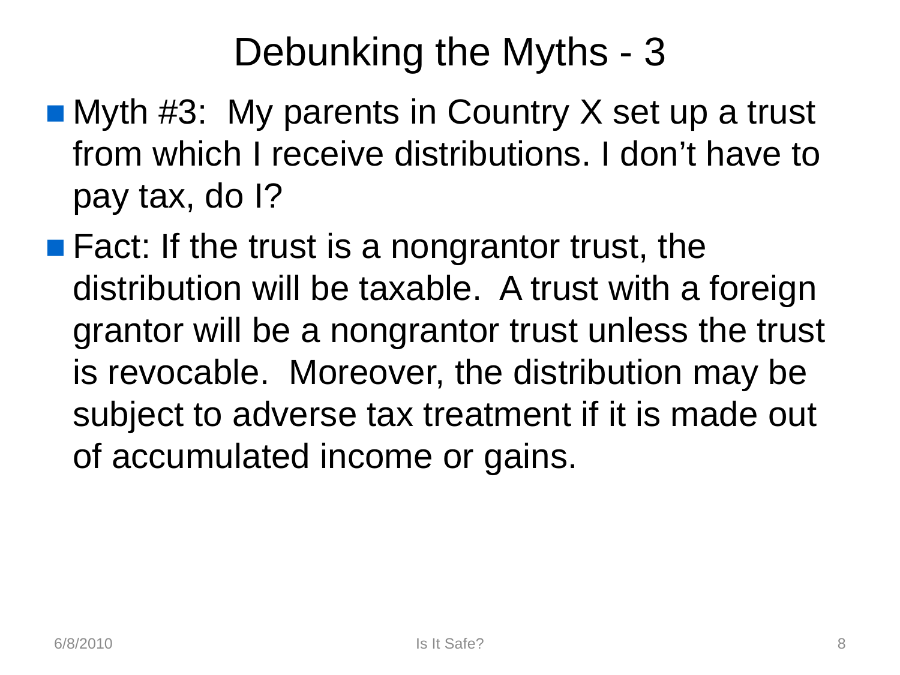# Debunking the Myths - 3

- Myth #3: My parents in Country X set up a trust from which I receive distributions. I don't have to pay tax, do I?
- Fact: If the trust is a nongrantor trust, the distribution will be taxable. A trust with a foreign grantor will be a nongrantor trust unless the trust is revocable. Moreover, the distribution may be subject to adverse tax treatment if it is made out of accumulated income or gains.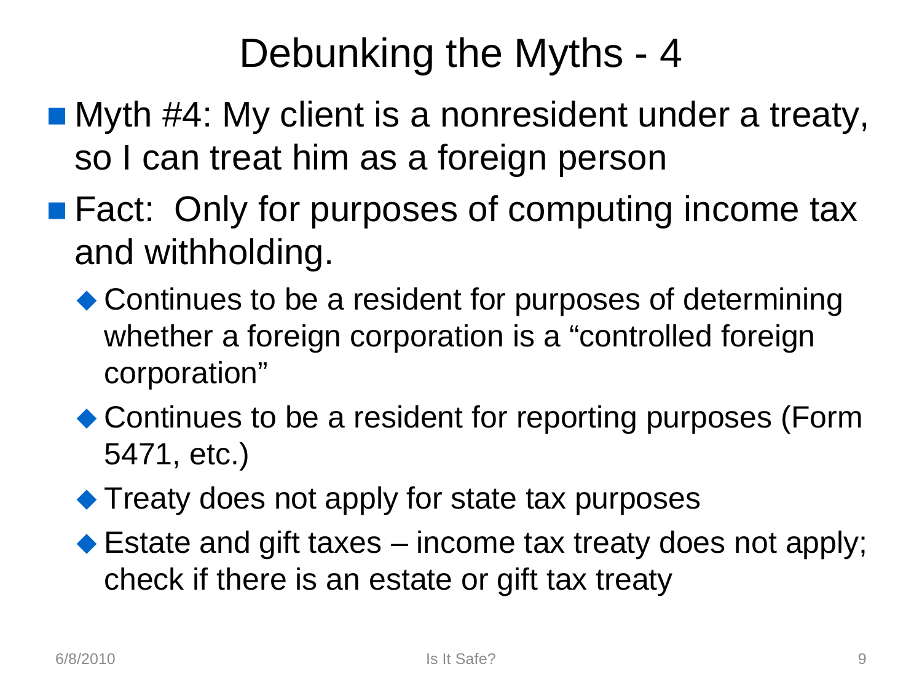# Debunking the Myths - 4

- Myth #4: My client is a nonresident under a treaty, so I can treat him as a foreign person
- Fact: Only for purposes of computing income tax and withholding.
  - Continues to be a resident for purposes of determining whether a foreign corporation is a "controlled foreign corporation"
  - Continues to be a resident for reporting purposes (Form 5471, etc.)
  - Treaty does not apply for state tax purposes
  - Estate and gift taxes – income tax treaty does not apply; check if there is an estate or gift tax treaty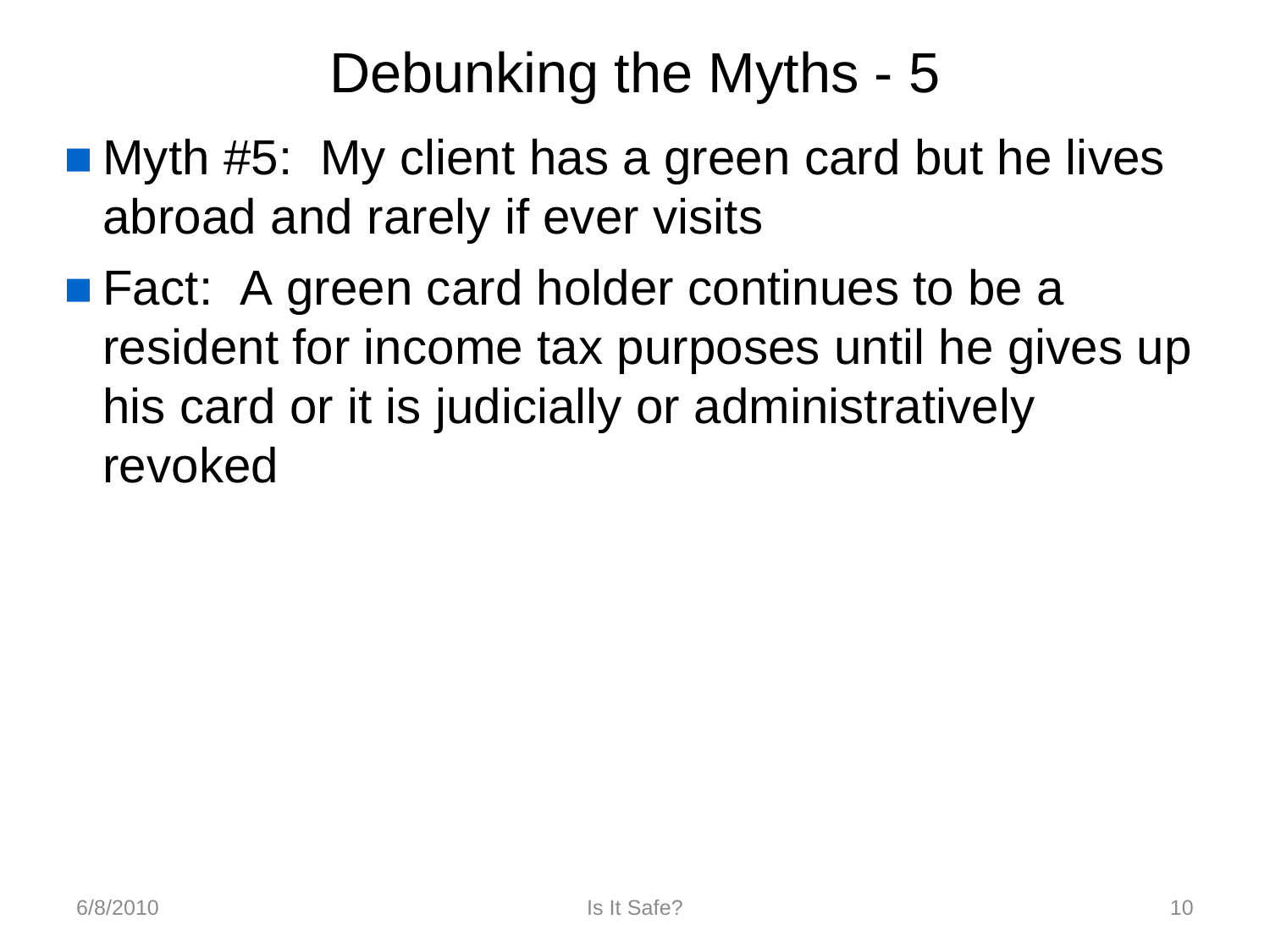# Debunking the Myths - 5

- Myth #5: My client has a green card but he lives abroad and rarely if ever visits
- Fact: A green card holder continues to be a resident for income tax purposes until he gives up his card or it is judicially or administratively revoked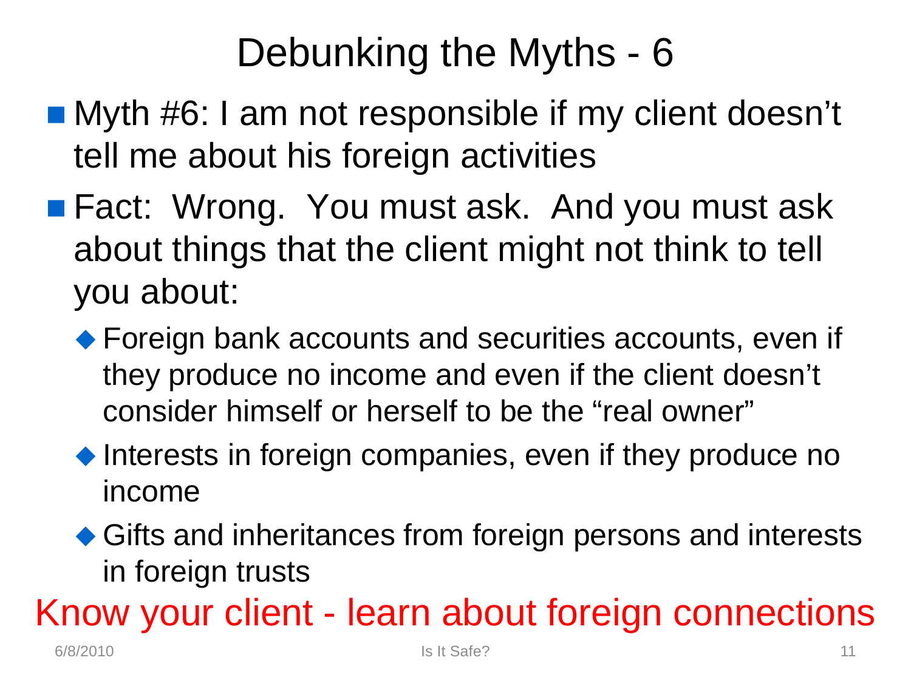# Debunking the Myths - 6

- Myth #6: I am not responsible if my client doesn't tell me about his foreign activities
- Fact: Wrong. You must ask. And you must ask about things that the client might not think to tell you about:
  - Foreign bank accounts and securities accounts, even if they produce no income and even if the client doesn't consider himself or herself to be the "real owner"
  - Interests in foreign companies, even if they produce no income
  - Gifts and inheritances from foreign persons and interests in foreign trusts

Know your client - learn about foreign connections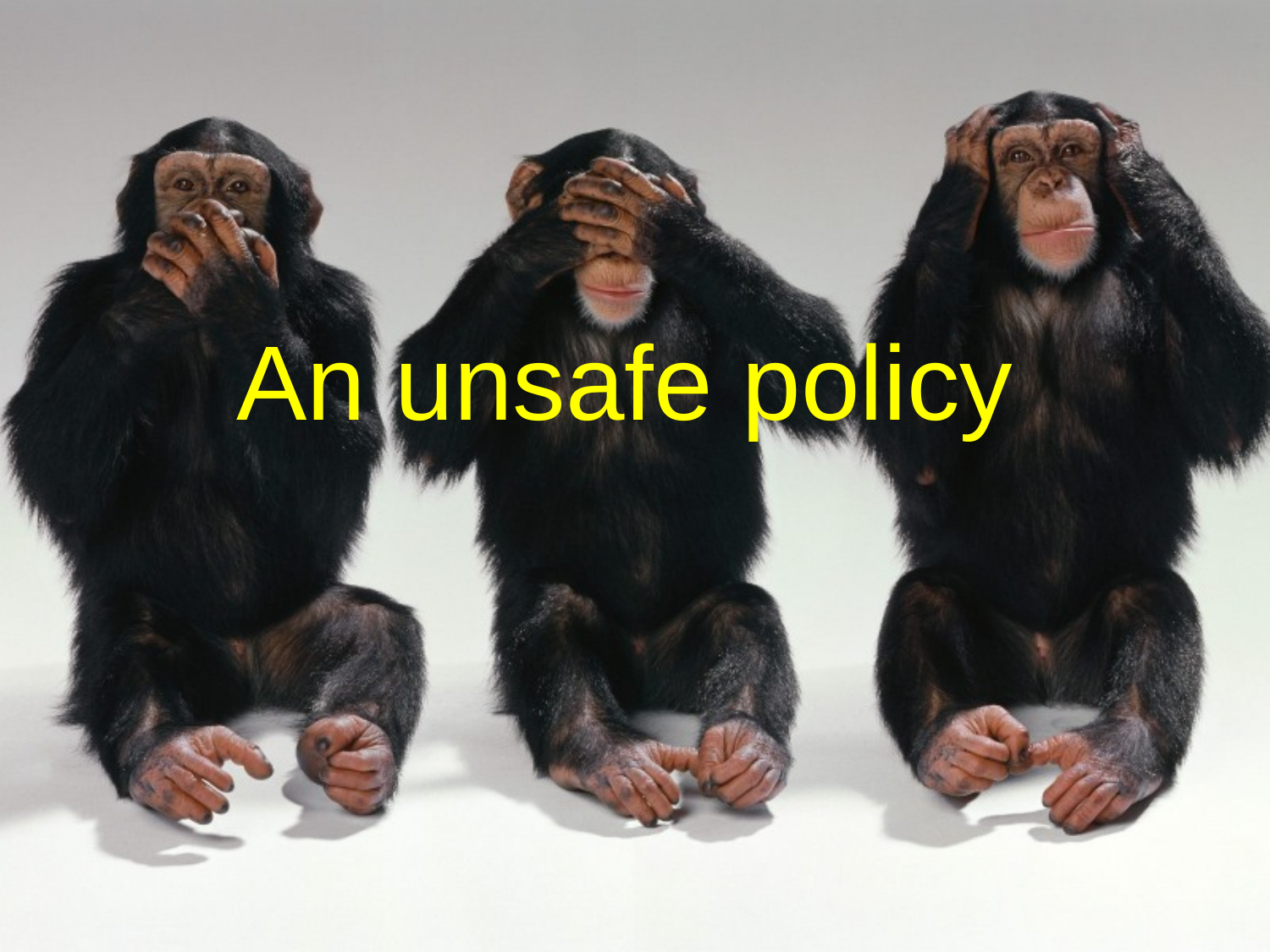# An unsafe policy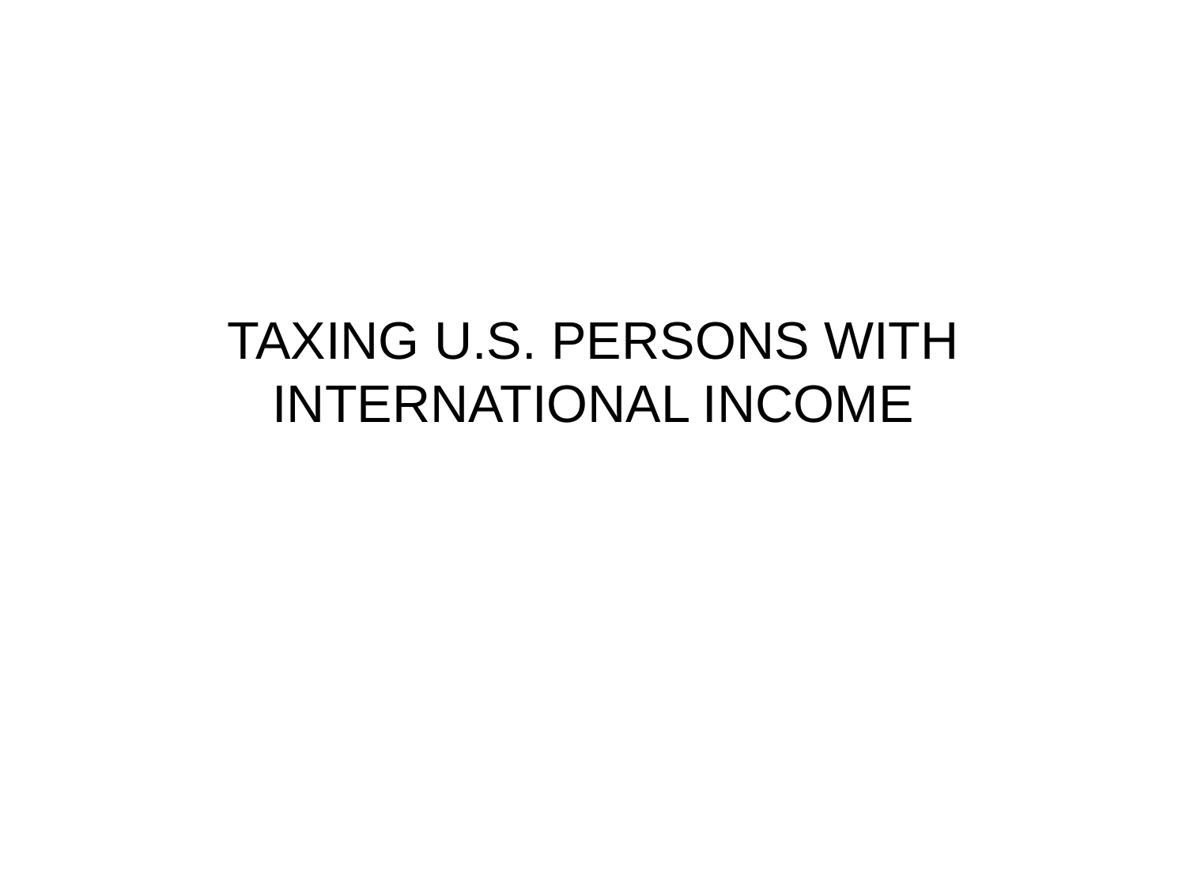# TAXING U.S. PERSONS WITH INTERNATIONAL INCOME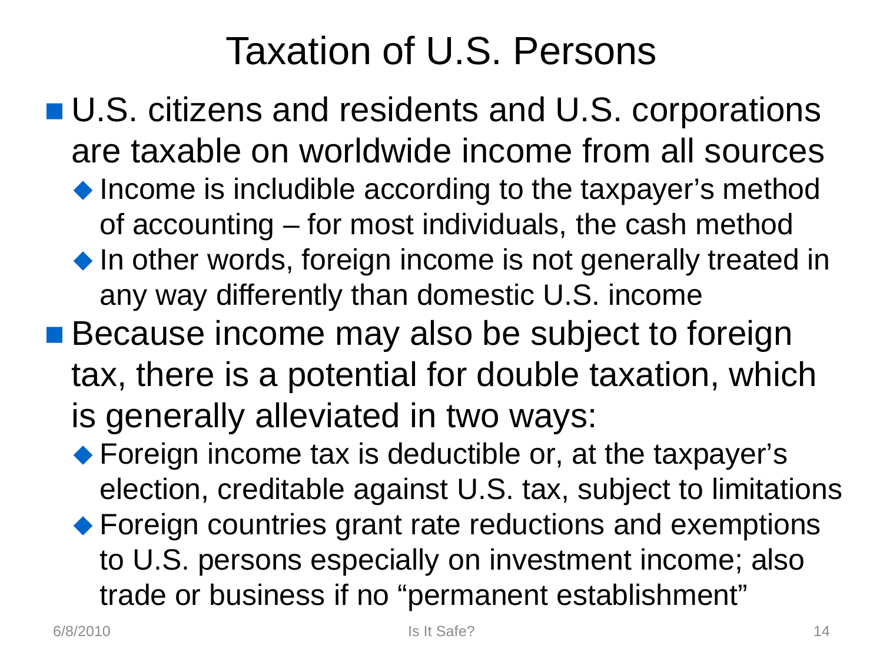# Taxation of U.S. Persons

- U.S. citizens and residents and U.S. corporations are taxable on worldwide income from all sources
  - Income is includible according to the taxpayer's method of accounting – for most individuals, the cash method
  - In other words, foreign income is not generally treated in any way differently than domestic U.S. income
- Because income may also be subject to foreign tax, there is a potential for double taxation, which is generally alleviated in two ways:
  - Foreign income tax is deductible or, at the taxpayer's election, creditable against U.S. tax, subject to limitations
  - Foreign countries grant rate reductions and exemptions to U.S. persons especially on investment income; also trade or business if no "permanent establishment"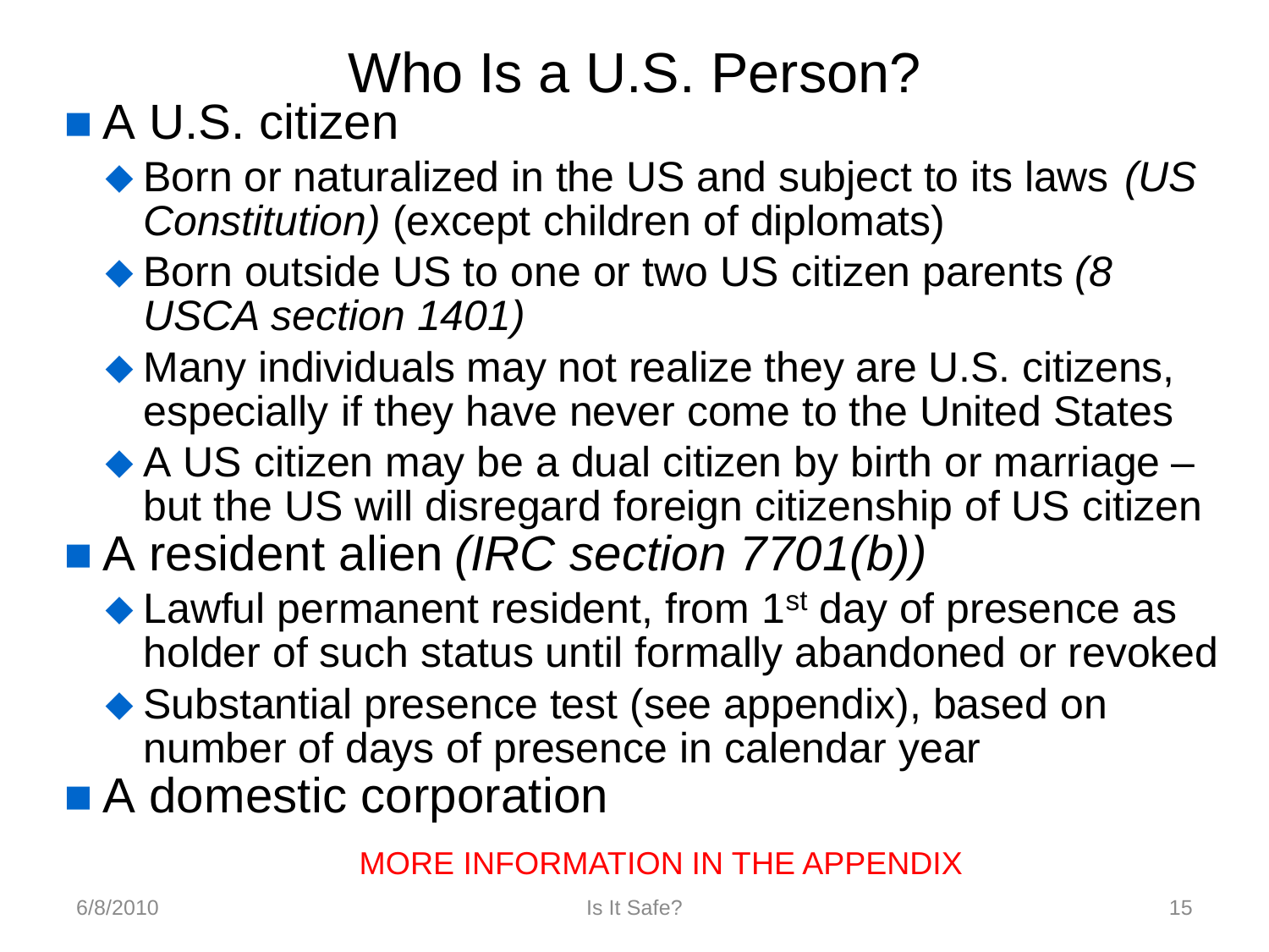# Who Is a U.S. Person?

- A U.S. citizen
  - Born or naturalized in the US and subject to its laws *(US Constitution)* (except children of diplomats)
  - Born outside US to one or two US citizen parents *(8 USCA section 1401)*
  - Many individuals may not realize they are U.S. citizens, especially if they have never come to the United States
  - A US citizen may be a dual citizen by birth or marriage – but the US will disregard foreign citizenship of US citizen
- A resident alien *(IRC section 7701(b))*
  - Lawful permanent resident, from 1st day of presence as holder of such status until formally abandoned or revoked
  - Substantial presence test (see appendix), based on number of days of presence in calendar year
- A domestic corporation

MORE INFORMATION IN THE APPENDIX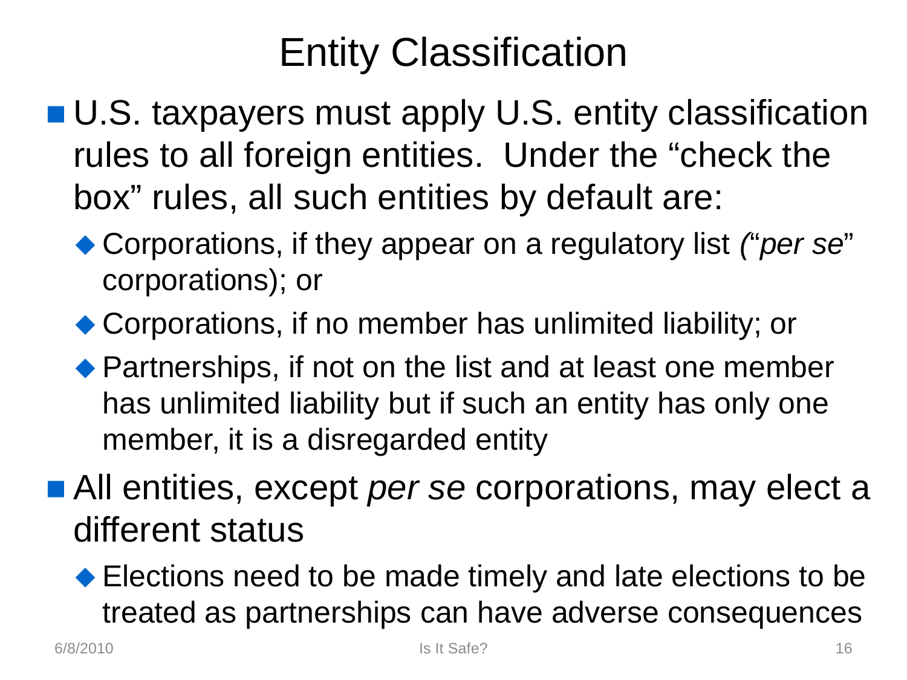# Entity Classification

- U.S. taxpayers must apply U.S. entity classification rules to all foreign entities. Under the "check the box" rules, all such entities by default are:
  - Corporations, if they appear on a regulatory list *(*"*per se*" corporations); or
  - Corporations, if no member has unlimited liability; or
  - Partnerships, if not on the list and at least one member has unlimited liability but if such an entity has only one member, it is a disregarded entity
- All entities, except *per se* corporations, may elect a different status
  - Elections need to be made timely and late elections to be treated as partnerships can have adverse consequences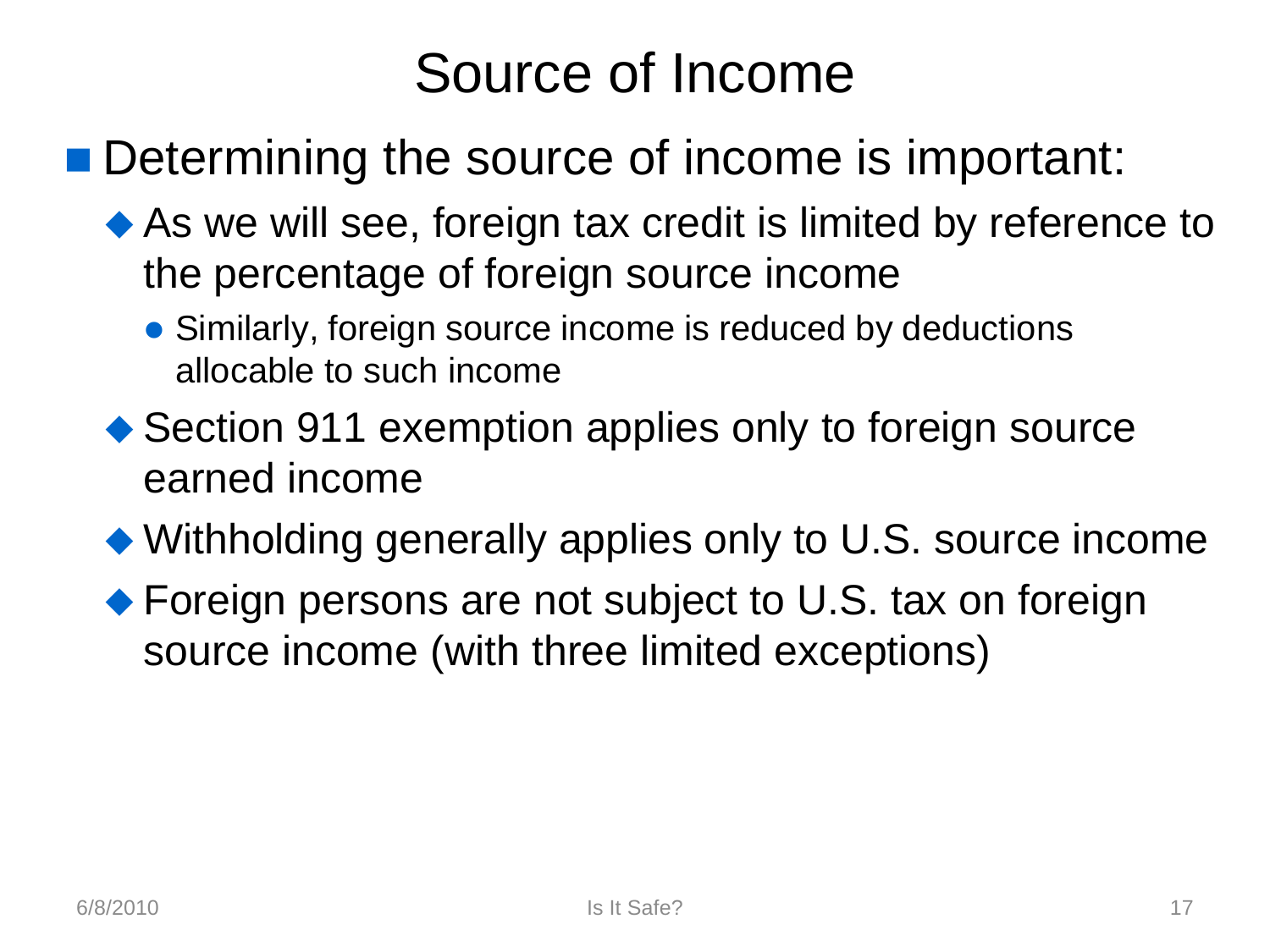# Source of Income

- Determining the source of income is important:
  - As we will see, foreign tax credit is limited by reference to the percentage of foreign source income
    - Similarly, foreign source income is reduced by deductions allocable to such income
  - Section 911 exemption applies only to foreign source earned income
  - Withholding generally applies only to U.S. source income
  - Foreign persons are not subject to U.S. tax on foreign source income (with three limited exceptions)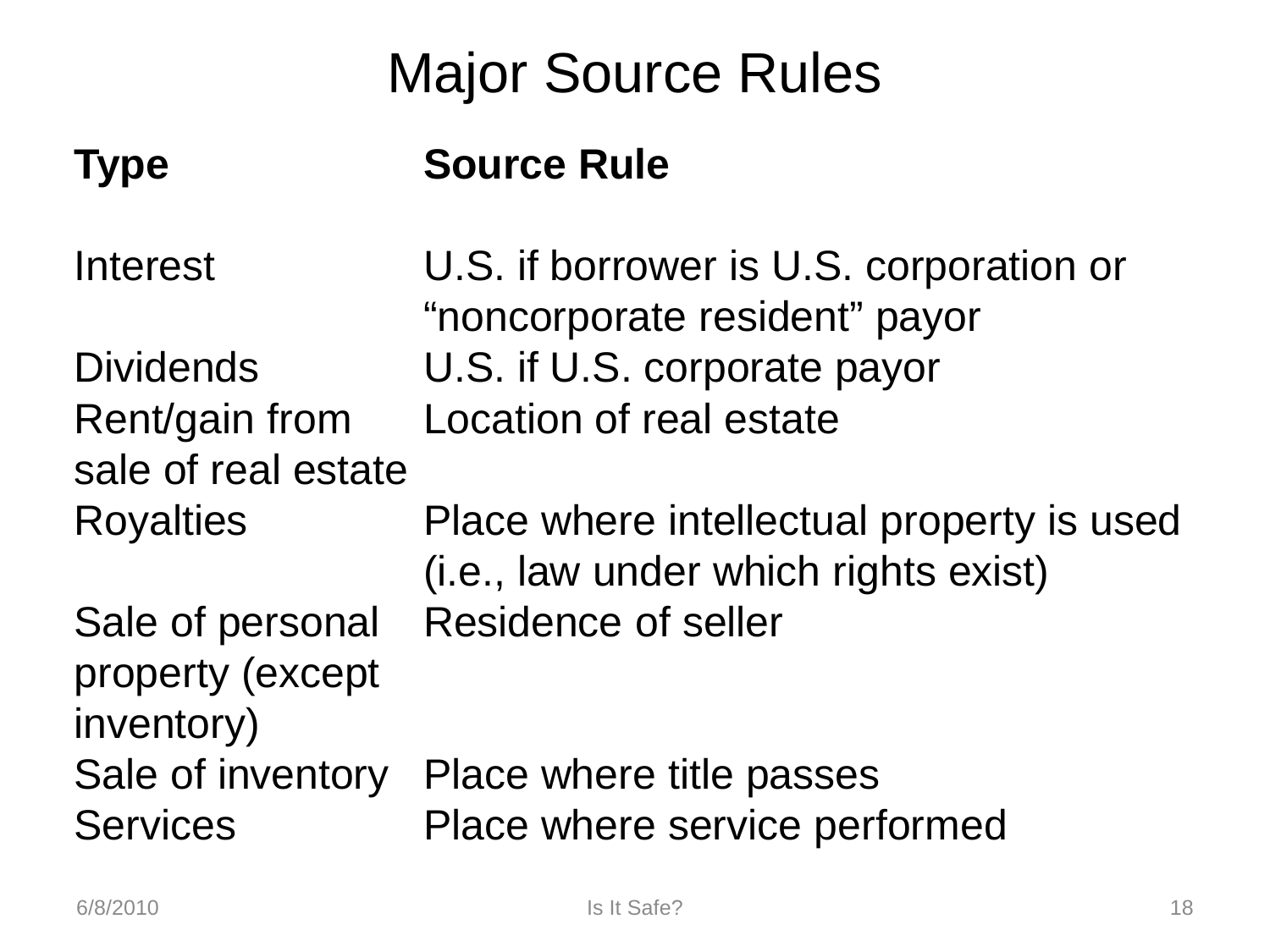# Major Source Rules

| Type | Source Rule |
| --- | --- |
| Interest | U.S. if borrower is U.S. corporation or "noncorporate resident" payor |
| Dividends | U.S. if U.S. corporate payor |
| Rent/gain from sale of real estate | Location of real estate |
| Royalties | Place where intellectual property is used (i.e., law under which rights exist) |
| Sale of personal property (except inventory) | Residence of seller |
| Sale of inventory | Place where title passes |
| Services | Place where service performed |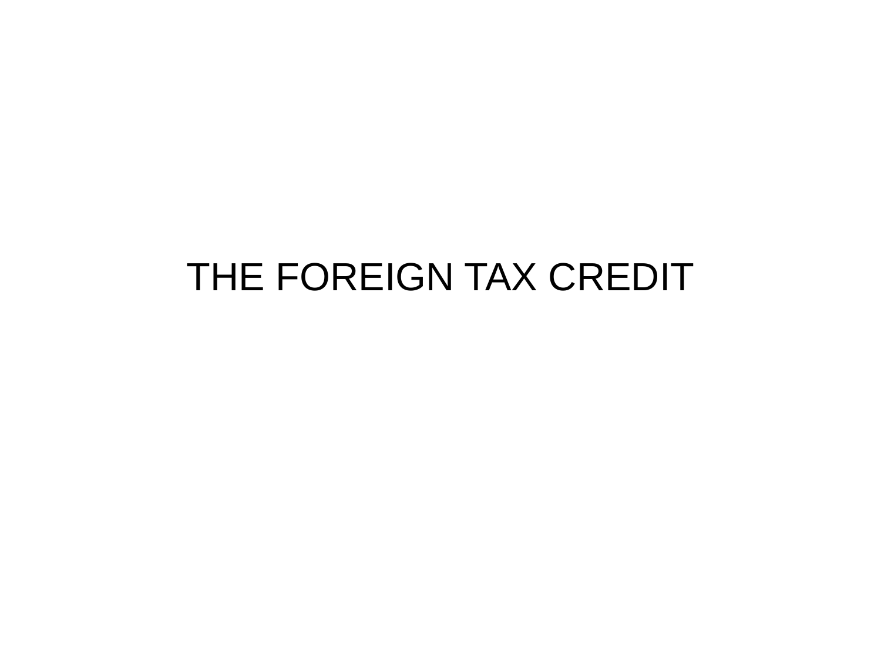# THE FOREIGN TAX CREDIT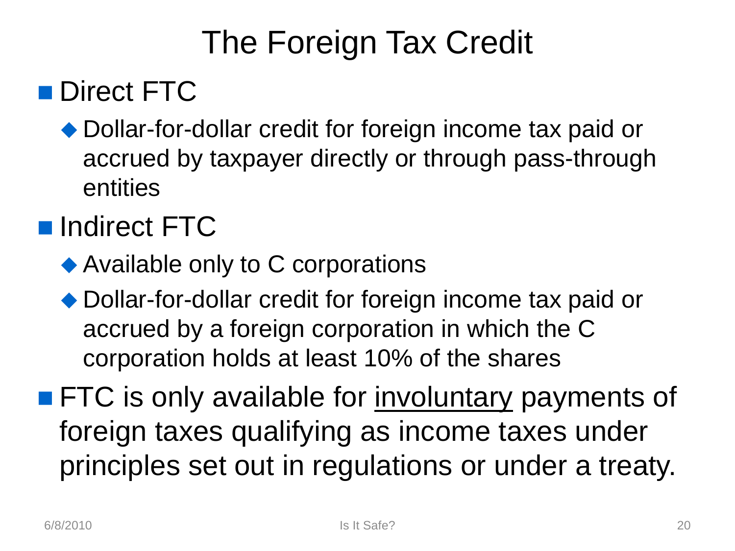# The Foreign Tax Credit

- Direct FTC
  - Dollar-for-dollar credit for foreign income tax paid or accrued by taxpayer directly or through pass-through entities
- Indirect FTC
  - Available only to C corporations
  - Dollar-for-dollar credit for foreign income tax paid or accrued by a foreign corporation in which the C corporation holds at least 10% of the shares
- FTC is only available for <u>involuntary</u> payments of foreign taxes qualifying as income taxes under principles set out in regulations or under a treaty.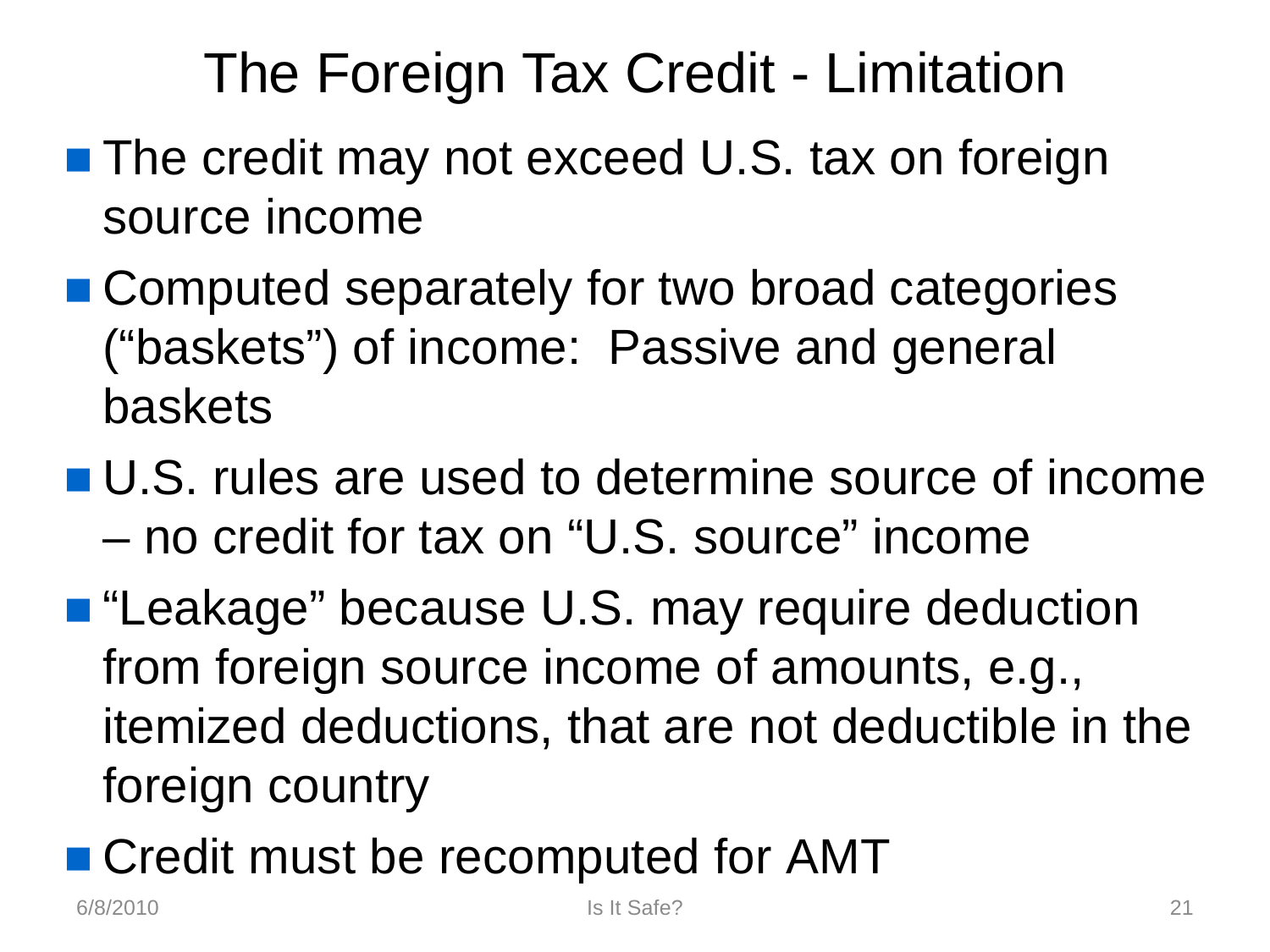# The Foreign Tax Credit - Limitation

- The credit may not exceed U.S. tax on foreign source income
- Computed separately for two broad categories ("baskets") of income: Passive and general baskets
- U.S. rules are used to determine source of income – no credit for tax on "U.S. source" income
- "Leakage" because U.S. may require deduction from foreign source income of amounts, e.g., itemized deductions, that are not deductible in the foreign country
- Credit must be recomputed for AMT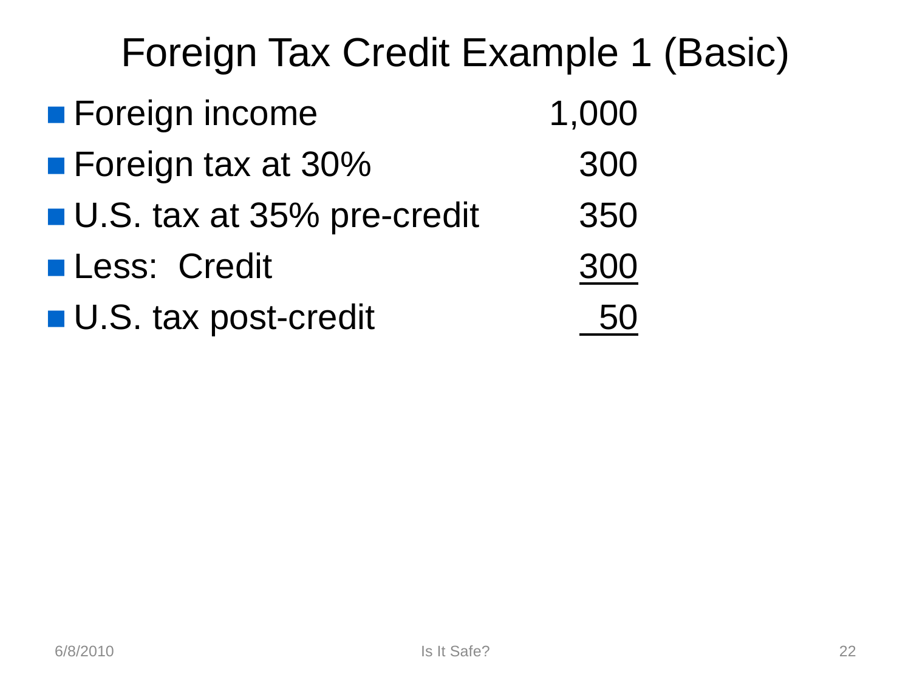# Foreign Tax Credit Example 1 (Basic)

| | |
|---|---:|
| Foreign income | 1,000 |
| Foreign tax at 30% | 300 |
| U.S. tax at 35% pre-credit | 350 |
| Less: Credit | 300 |
| U.S. tax post-credit | 50 |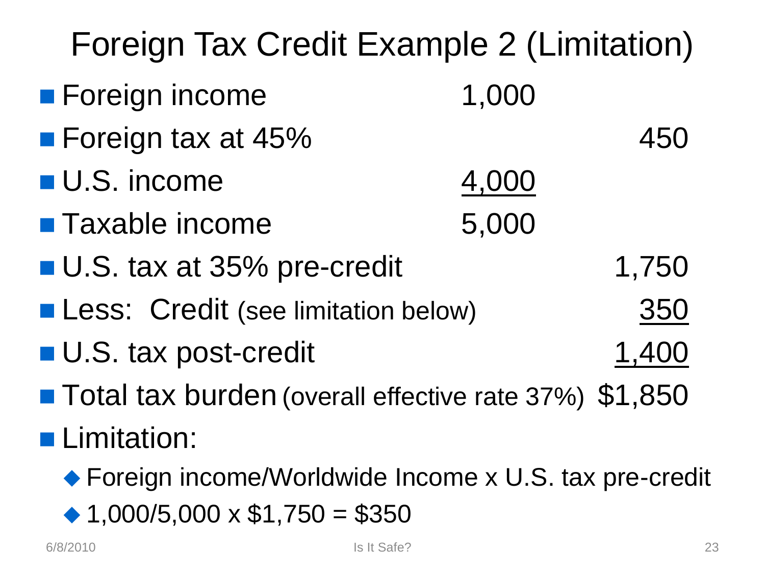# Foreign Tax Credit Example 2 (Limitation)

| Item | | |
|---|---|---|
| Foreign income | 1,000 | |
| Foreign tax at 45% | | 450 |
| U.S. income | 4,000 | |
| Taxable income | 5,000 | |
| U.S. tax at 35% pre-credit | | 1,750 |
| Less: Credit (see limitation below) | | 350 |
| U.S. tax post-credit | | 1,400 |
| Total tax burden (overall effective rate 37%) | | $1,850 |

- Limitation:
  - Foreign income/Worldwide Income x U.S. tax pre-credit
  - 1,000/5,000 x $1,750 = $350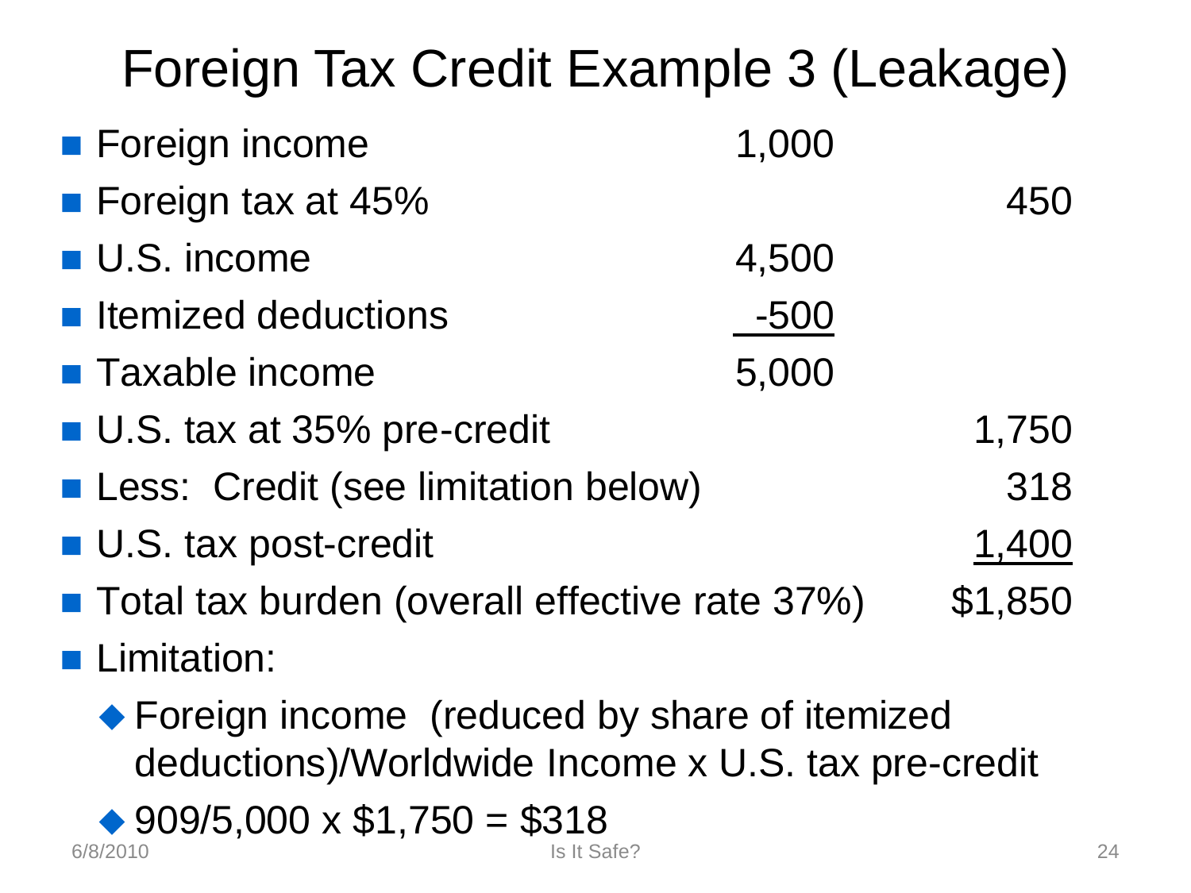# Foreign Tax Credit Example 3 (Leakage)

| | | |
|---|---|---|
| Foreign income | 1,000 | |
| Foreign tax at 45% | | 450 |
| U.S. income | 4,500 | |
| Itemized deductions | -500 | |
| Taxable income | 5,000 | |
| U.S. tax at 35% pre-credit | | 1,750 |
| Less: Credit (see limitation below) | | 318 |
| U.S. tax post-credit | | 1,400 |
| Total tax burden (overall effective rate 37%) | | $1,850 |

- Limitation:
  - Foreign income (reduced by share of itemized deductions)/Worldwide Income x U.S. tax pre-credit
  - 909/5,000 x $1,750 = $318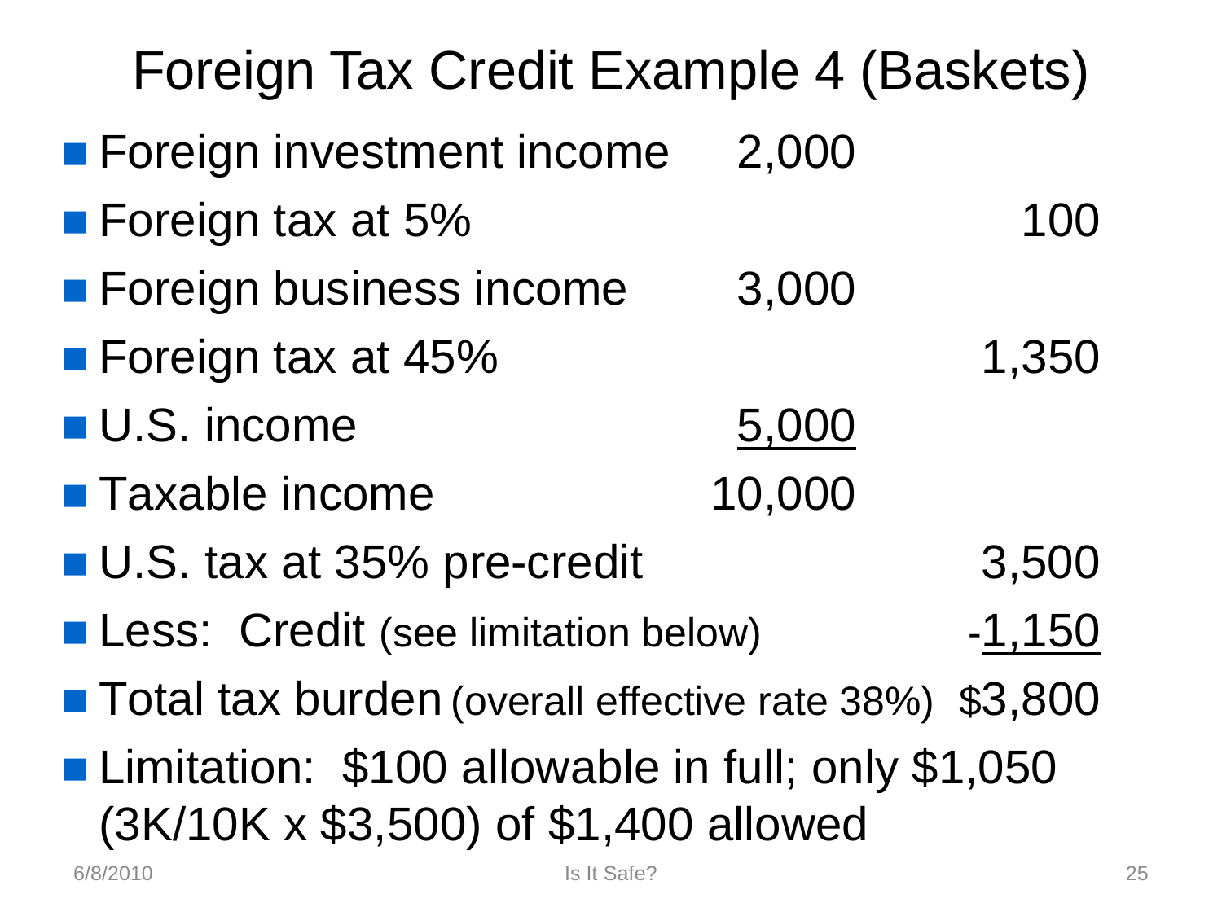# Foreign Tax Credit Example 4 (Baskets)

| | | |
|---|---|---|
| Foreign investment income | 2,000 | |
| Foreign tax at 5% | | 100 |
| Foreign business income | 3,000 | |
| Foreign tax at 45% | | 1,350 |
| U.S. income | 5,000 | |
| Taxable income | 10,000 | |
| U.S. tax at 35% pre-credit | | 3,500 |
| Less: Credit (see limitation below) | | -1,150 |
| Total tax burden (overall effective rate 38%) | | $3,800 |

- Limitation: $100 allowable in full; only $1,050 (3K/10K x $3,500) of $1,400 allowed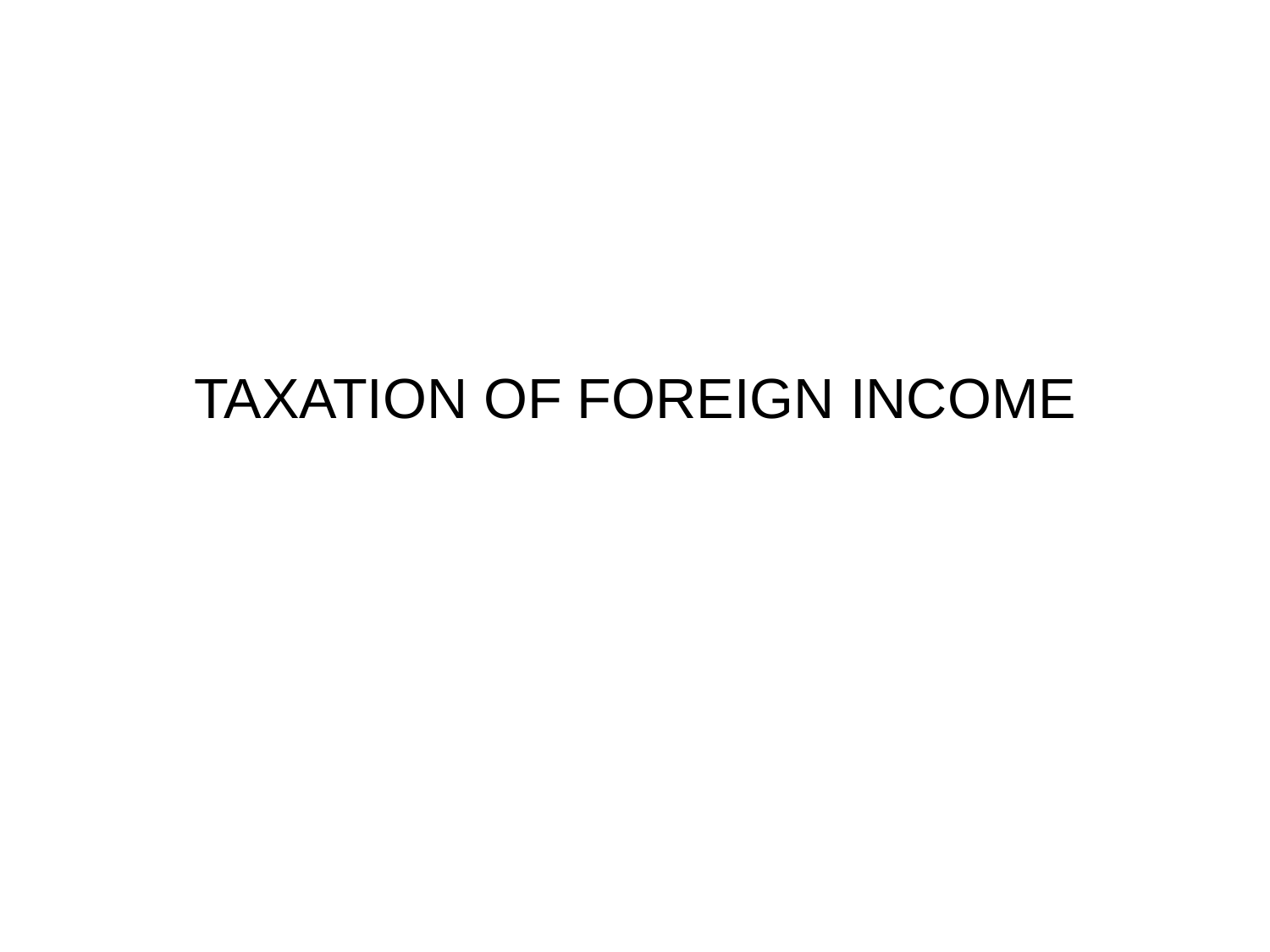# TAXATION OF FOREIGN INCOME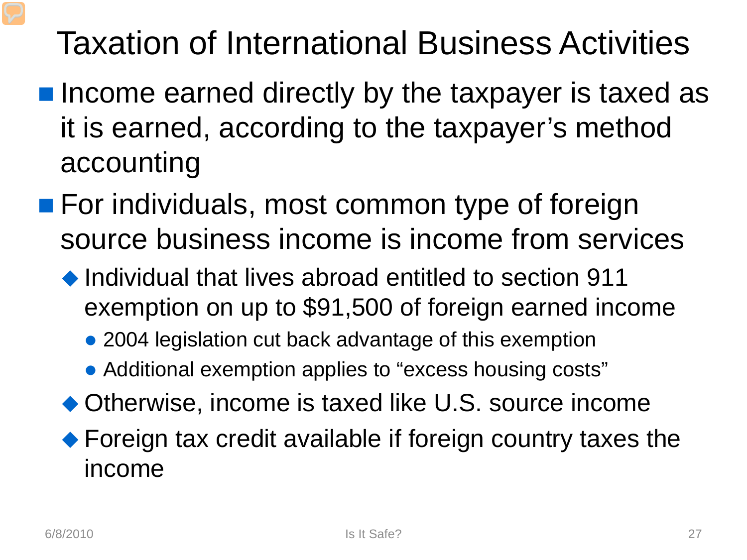# Taxation of International Business Activities

- Income earned directly by the taxpayer is taxed as it is earned, according to the taxpayer's method accounting
- For individuals, most common type of foreign source business income is income from services
  - Individual that lives abroad entitled to section 911 exemption on up to $91,500 of foreign earned income
    - 2004 legislation cut back advantage of this exemption
    - Additional exemption applies to "excess housing costs"
  - Otherwise, income is taxed like U.S. source income
  - Foreign tax credit available if foreign country taxes the income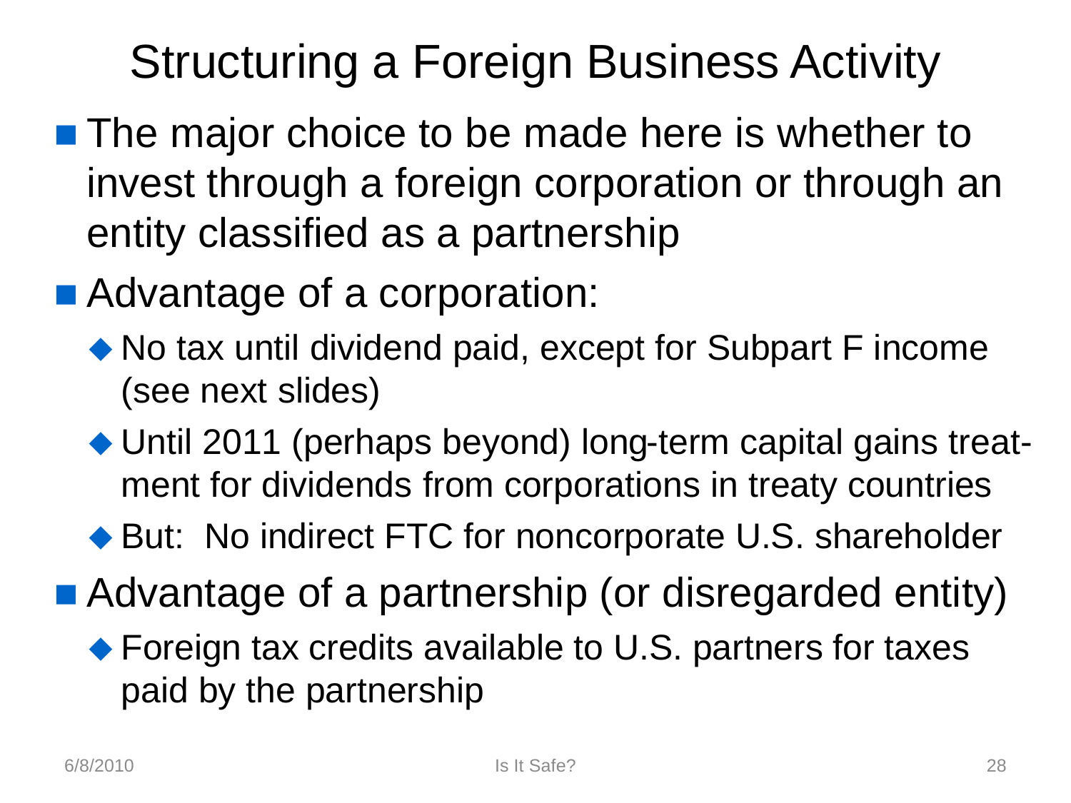# Structuring a Foreign Business Activity

- The major choice to be made here is whether to invest through a foreign corporation or through an entity classified as a partnership
- Advantage of a corporation:
  - No tax until dividend paid, except for Subpart F income (see next slides)
  - Until 2011 (perhaps beyond) long-term capital gains treatment for dividends from corporations in treaty countries
  - But: No indirect FTC for noncorporate U.S. shareholder
- Advantage of a partnership (or disregarded entity)
  - Foreign tax credits available to U.S. partners for taxes paid by the partnership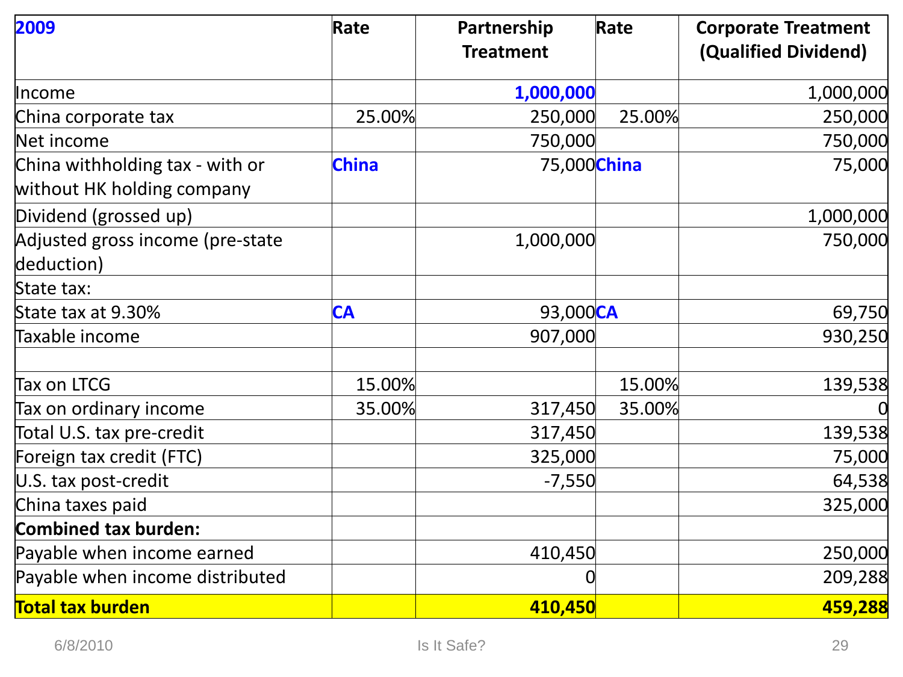| 2009 | Rate | Partnership Treatment | Rate | Corporate Treatment (Qualified Dividend) |
|---|---|---|---|---|
| Income | | 1,000,000 | | 1,000,000 |
| China corporate tax | 25.00% | 250,000 | 25.00% | 250,000 |
| Net income | | 750,000 | | 750,000 |
| China withholding tax - with or without HK holding company | China | 75,000 | China | 75,000 |
| Dividend (grossed up) | | | | 1,000,000 |
| Adjusted gross income (pre-state deduction) | | 1,000,000 | | 750,000 |
| State tax: | | | | |
| State tax at 9.30% | CA | 93,000 | CA | 69,750 |
| Taxable income | | 907,000 | | 930,250 |
| | | | | |
| Tax on LTCG | 15.00% | | 15.00% | 139,538 |
| Tax on ordinary income | 35.00% | 317,450 | 35.00% | 0 |
| Total U.S. tax pre-credit | | 317,450 | | 139,538 |
| Foreign tax credit (FTC) | | 325,000 | | 75,000 |
| U.S. tax post-credit | | -7,550 | | 64,538 |
| China taxes paid | | | | 325,000 |
| **Combined tax burden:** | | | | |
| Payable when income earned | | 410,450 | | 250,000 |
| Payable when income distributed | | 0 | | 209,288 |
| **Total tax burden** | | **410,450** | | **459,288** |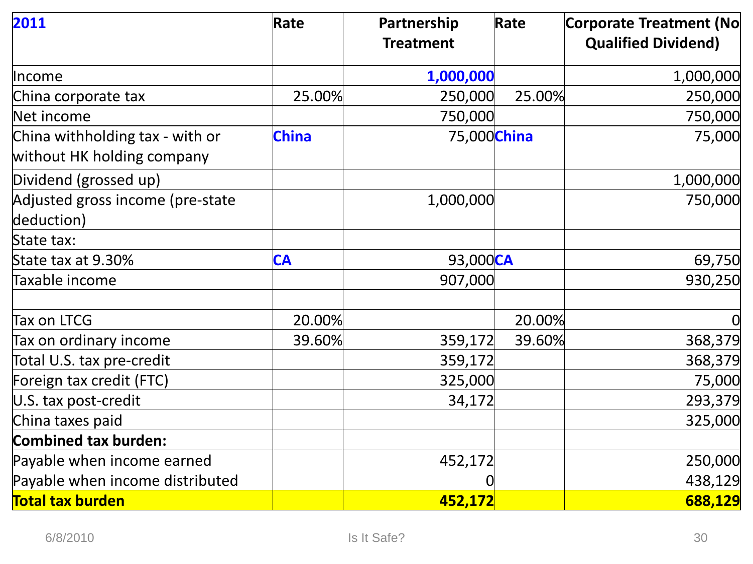| 2011 | Rate | Partnership Treatment | Rate | Corporate Treatment (No Qualified Dividend) |
|---|---|---|---|---|
| Income | | 1,000,000 | | 1,000,000 |
| China corporate tax | 25.00% | 250,000 | 25.00% | 250,000 |
| Net income | | 750,000 | | 750,000 |
| China withholding tax - with or without HK holding company | China | 75,000 | China | 75,000 |
| Dividend (grossed up) | | | | 1,000,000 |
| Adjusted gross income (pre-state deduction) | | 1,000,000 | | 750,000 |
| State tax: | | | | |
| State tax at 9.30% | CA | 93,000 | CA | 69,750 |
| Taxable income | | 907,000 | | 930,250 |
| | | | | |
| Tax on LTCG | 20.00% | | 20.00% | 0 |
| Tax on ordinary income | 39.60% | 359,172 | 39.60% | 368,379 |
| Total U.S. tax pre-credit | | 359,172 | | 368,379 |
| Foreign tax credit (FTC) | | 325,000 | | 75,000 |
| U.S. tax post-credit | | 34,172 | | 293,379 |
| China taxes paid | | | | 325,000 |
| **Combined tax burden:** | | | | |
| Payable when income earned | | 452,172 | | 250,000 |
| Payable when income distributed | | 0 | | 438,129 |
| **Total tax burden** | | **452,172** | | **688,129** |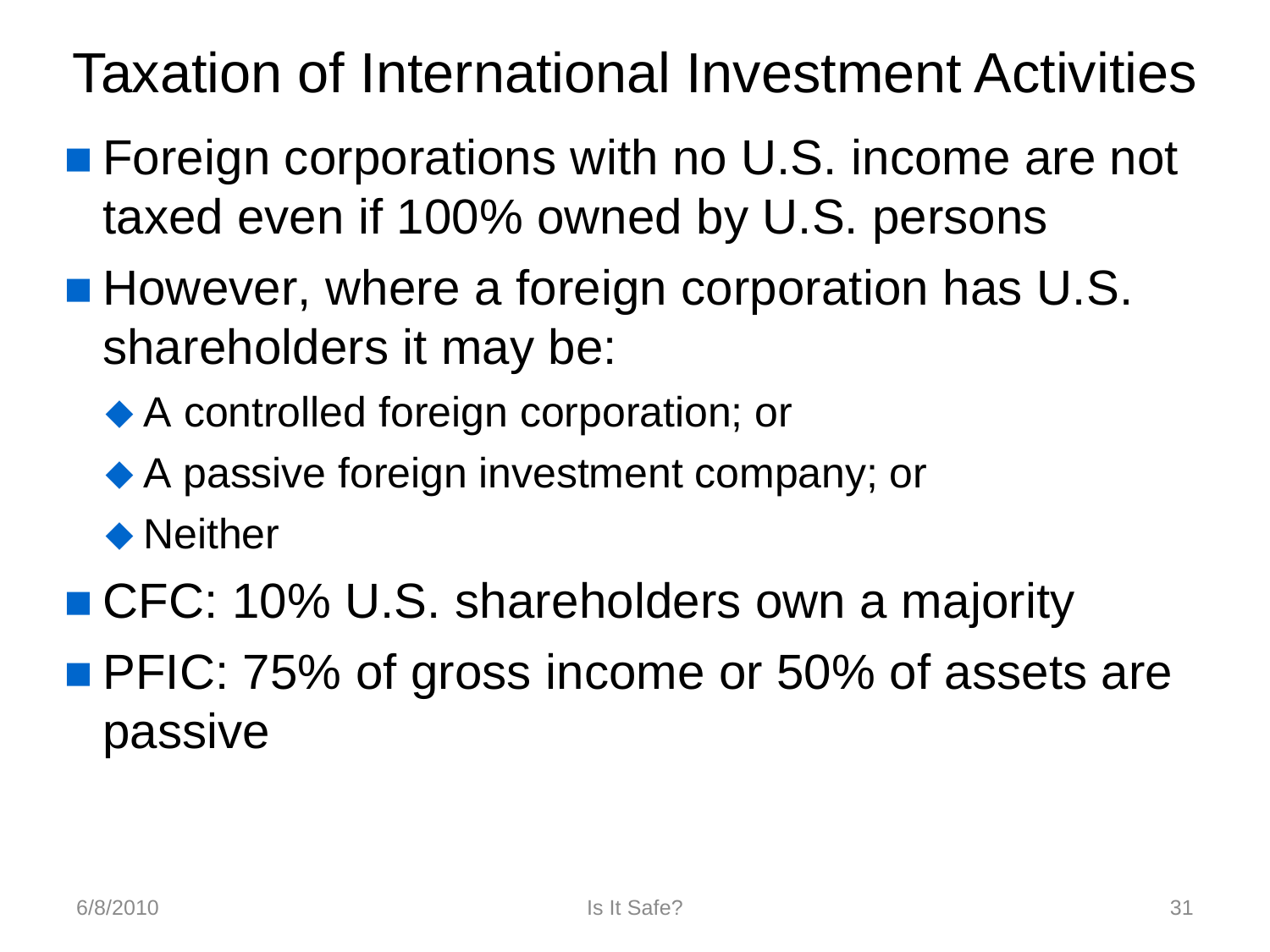# Taxation of International Investment Activities

- Foreign corporations with no U.S. income are not taxed even if 100% owned by U.S. persons
- However, where a foreign corporation has U.S. shareholders it may be:
  - A controlled foreign corporation; or
  - A passive foreign investment company; or
  - Neither
- CFC: 10% U.S. shareholders own a majority
- PFIC: 75% of gross income or 50% of assets are passive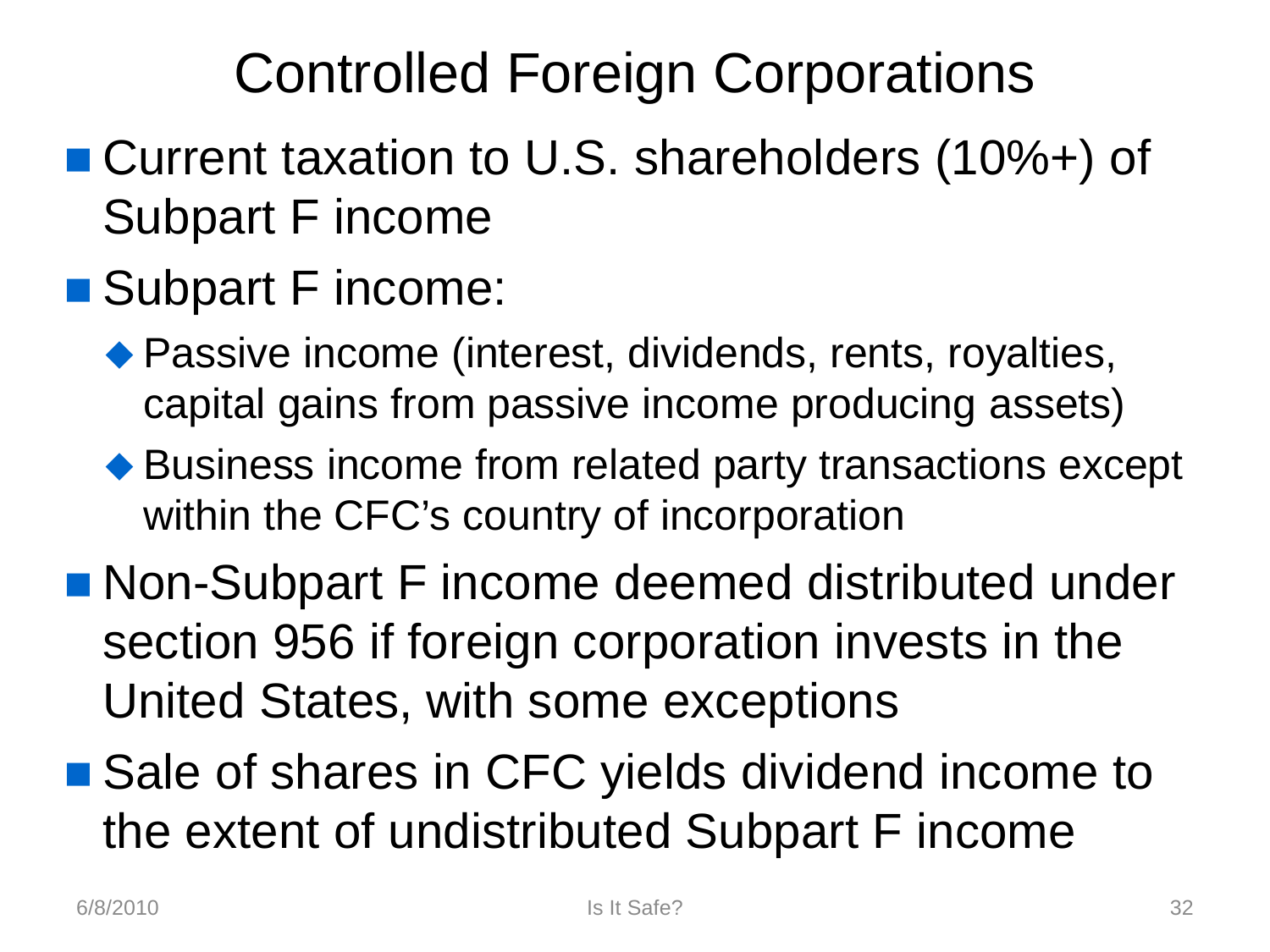# Controlled Foreign Corporations

- Current taxation to U.S. shareholders (10%+) of Subpart F income
- Subpart F income:
  - Passive income (interest, dividends, rents, royalties, capital gains from passive income producing assets)
  - Business income from related party transactions except within the CFC's country of incorporation
- Non-Subpart F income deemed distributed under section 956 if foreign corporation invests in the United States, with some exceptions
- Sale of shares in CFC yields dividend income to the extent of undistributed Subpart F income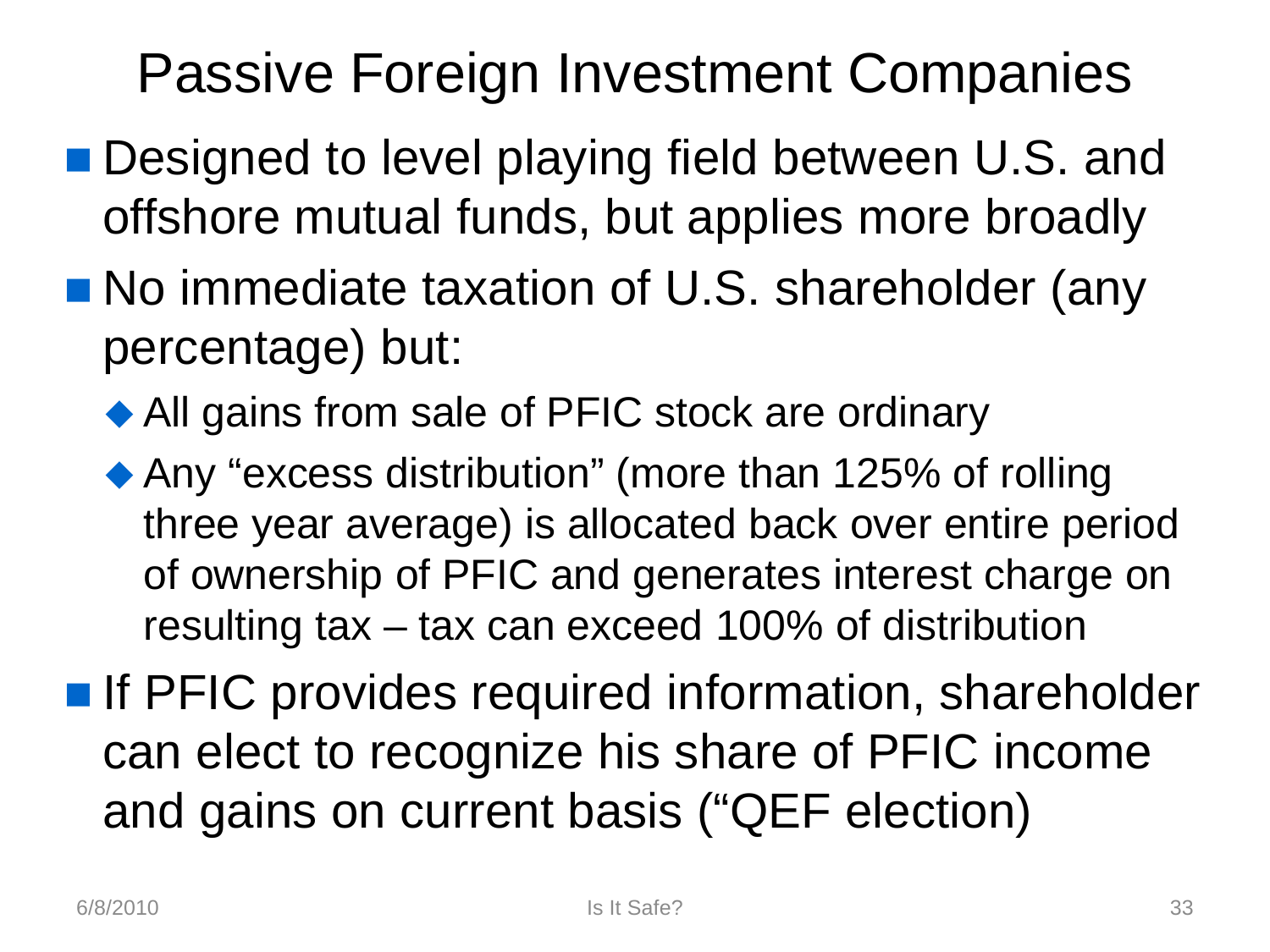# Passive Foreign Investment Companies

- Designed to level playing field between U.S. and offshore mutual funds, but applies more broadly
- No immediate taxation of U.S. shareholder (any percentage) but:
  - All gains from sale of PFIC stock are ordinary
  - Any "excess distribution" (more than 125% of rolling three year average) is allocated back over entire period of ownership of PFIC and generates interest charge on resulting tax – tax can exceed 100% of distribution
- If PFIC provides required information, shareholder can elect to recognize his share of PFIC income and gains on current basis ("QEF election)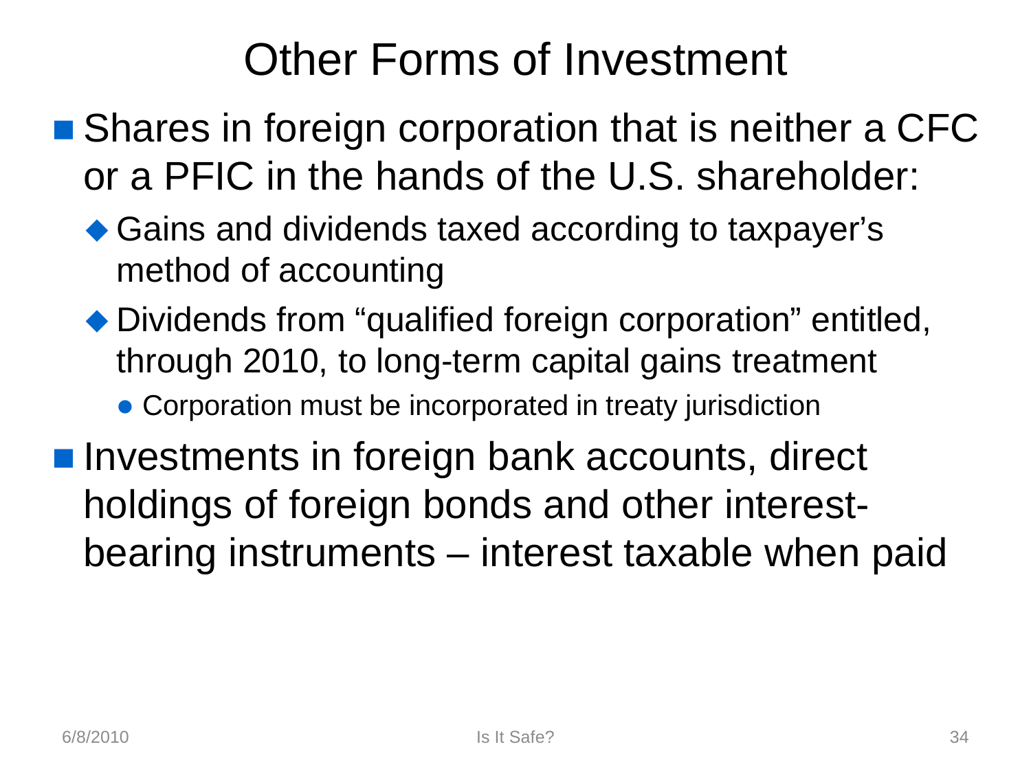# Other Forms of Investment

- Shares in foreign corporation that is neither a CFC or a PFIC in the hands of the U.S. shareholder:
  - Gains and dividends taxed according to taxpayer's method of accounting
  - Dividends from "qualified foreign corporation" entitled, through 2010, to long-term capital gains treatment
    - Corporation must be incorporated in treaty jurisdiction
- Investments in foreign bank accounts, direct holdings of foreign bonds and other interest-bearing instruments – interest taxable when paid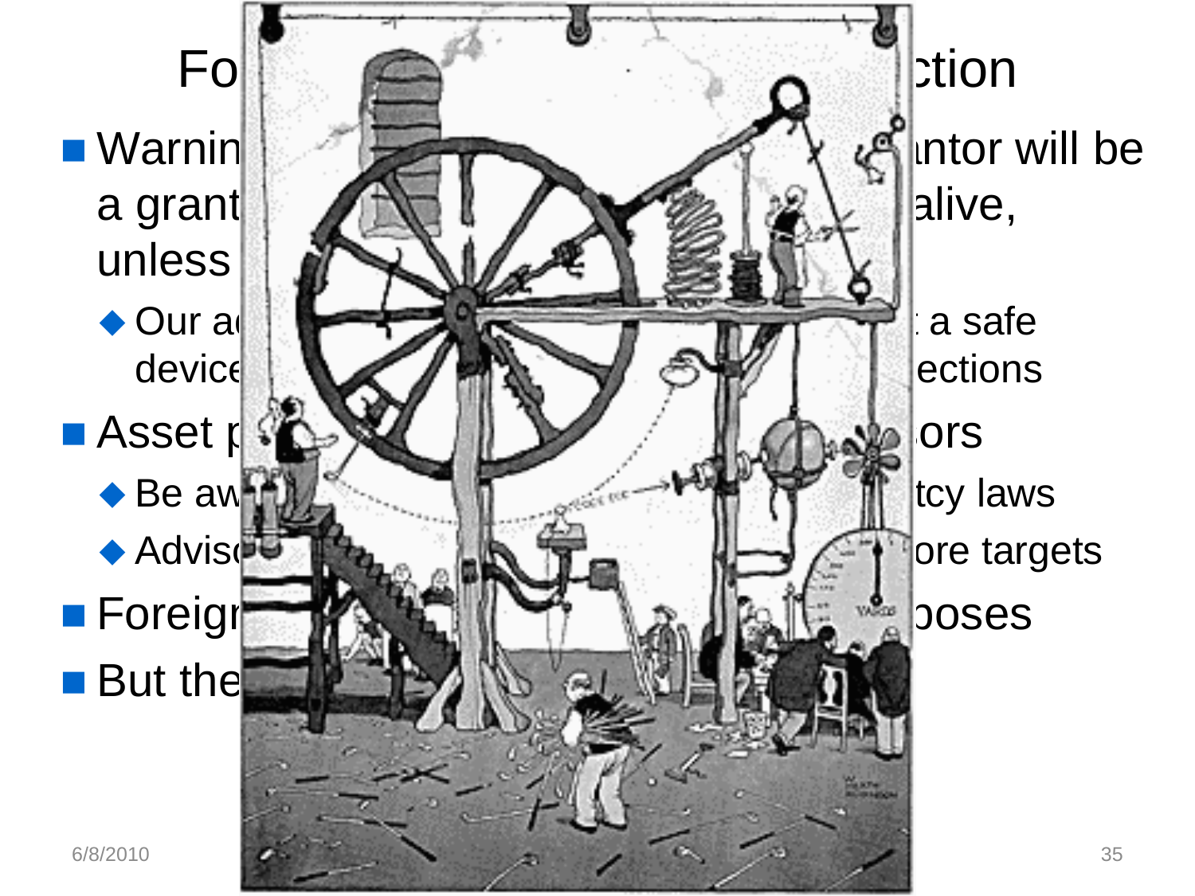# Fo… …ction

- Warnin… …ntor will be a grant… …alive, unless
  - Our a… …a safe device… …ections
- Asset p… …ors
  - Be aw… …tcy laws
  - Advis… …ore targets
- Foreign… …poses
- But the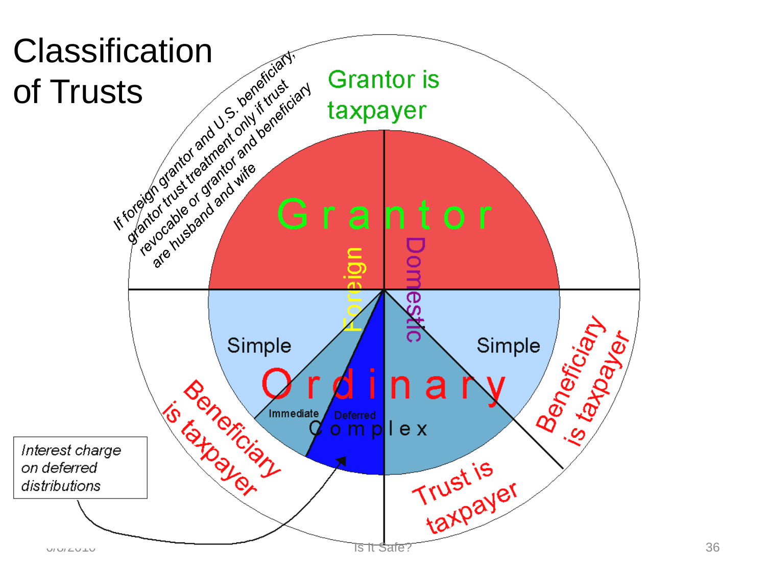# Classification of Trusts

*If foreign grantor and U.S. beneficiary, grantor trust treatment only if trust revocable or grantor and beneficiary are husband and wife*

Grantor is taxpayer

Grantor

Foreign

Domestic

Simple

Simple

Ordinary

Immediate

Deferred

Complex

Beneficiary is taxpayer

Beneficiary is taxpayer

Trust is taxpayer

*Interest charge on deferred distributions*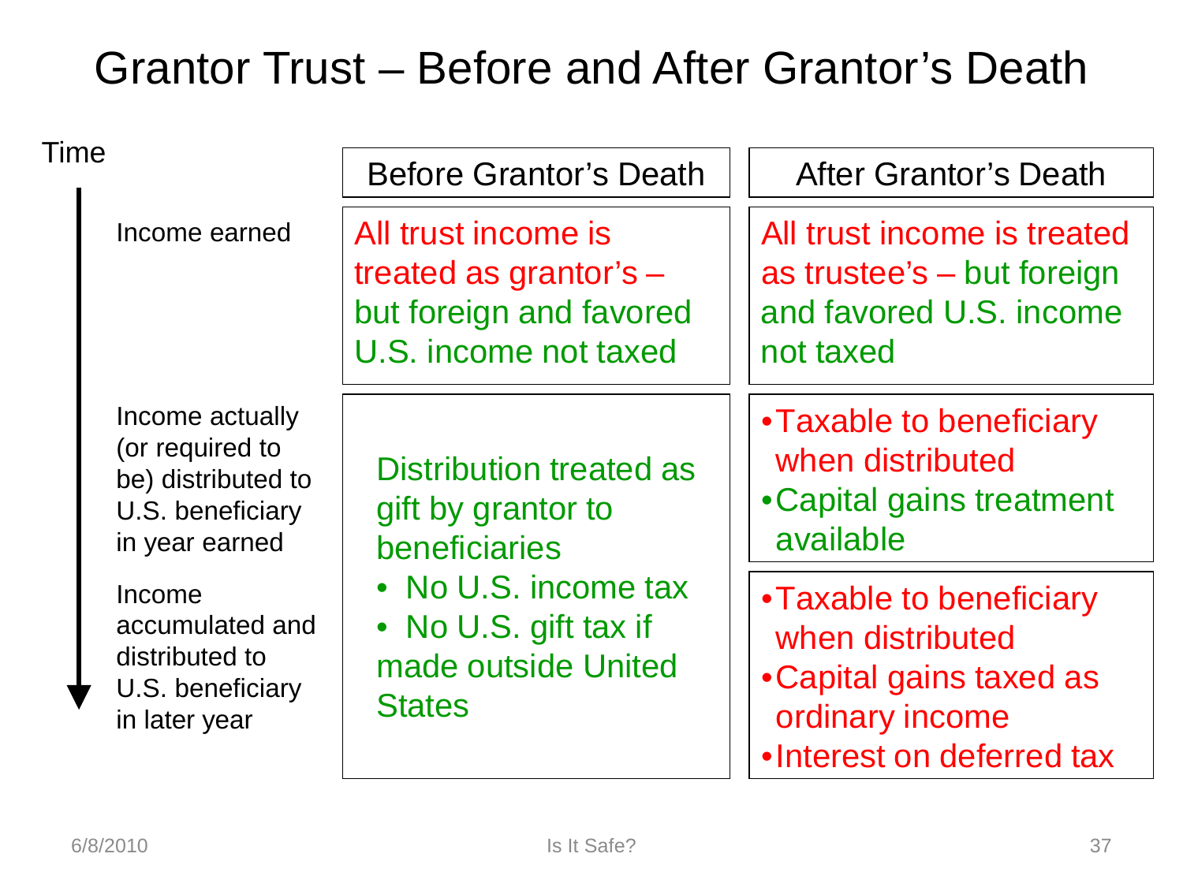# Grantor Trust – Before and After Grantor's Death

| Time | Before Grantor's Death | After Grantor's Death |
|---|---|---|
| Income earned | All trust income is treated as grantor's – but foreign and favored U.S. income not taxed | All trust income is treated as trustee's – but foreign and favored U.S. income not taxed |
| Income actually (or required to be) distributed to U.S. beneficiary in year earned | Distribution treated as gift by grantor to beneficiaries<br>• No U.S. income tax<br>• No U.S. gift tax if made outside United States | • Taxable to beneficiary when distributed<br>• Capital gains treatment available |
| Income accumulated and distributed to U.S. beneficiary in later year | | • Taxable to beneficiary when distributed<br>• Capital gains taxed as ordinary income<br>• Interest on deferred tax |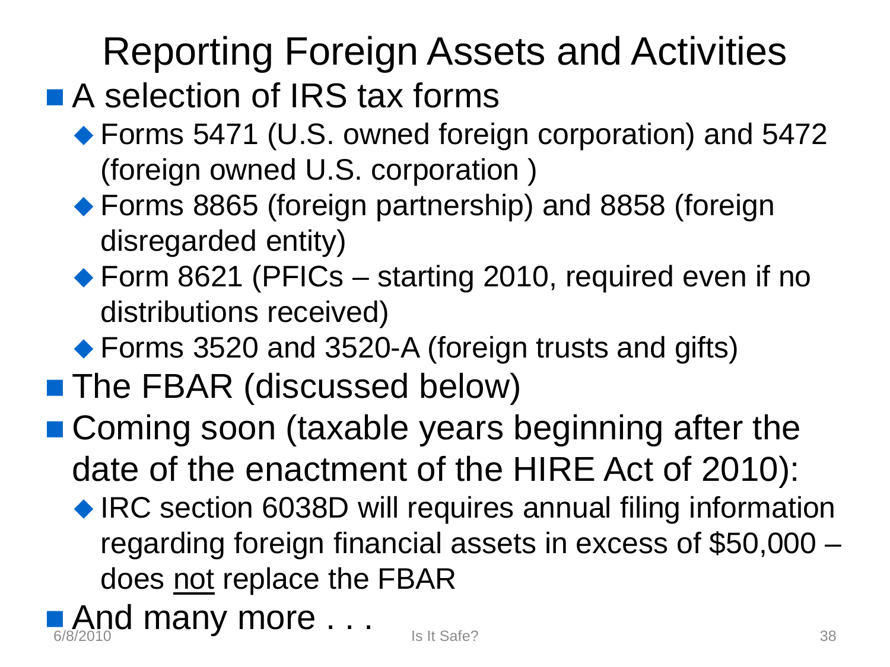# Reporting Foreign Assets and Activities

- A selection of IRS tax forms
  - Forms 5471 (U.S. owned foreign corporation) and 5472 (foreign owned U.S. corporation )
  - Forms 8865 (foreign partnership) and 8858 (foreign disregarded entity)
  - Form 8621 (PFICs – starting 2010, required even if no distributions received)
  - Forms 3520 and 3520-A (foreign trusts and gifts)
- The FBAR (discussed below)
- Coming soon (taxable years beginning after the date of the enactment of the HIRE Act of 2010):
  - IRC section 6038D will requires annual filing information regarding foreign financial assets in excess of $50,000 – does <u>not</u> replace the FBAR
- And many more . . .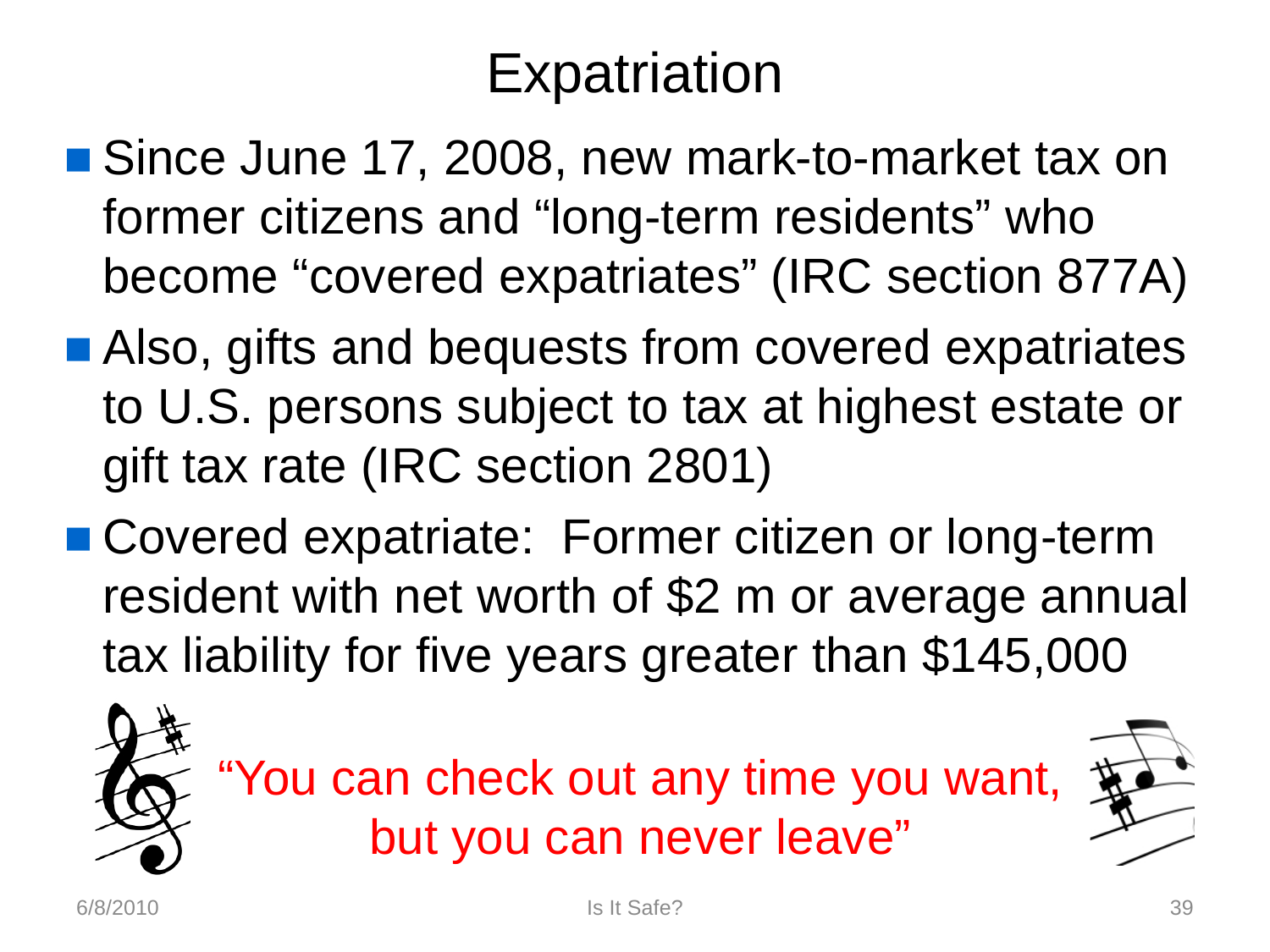# Expatriation

- Since June 17, 2008, new mark-to-market tax on former citizens and "long-term residents" who become "covered expatriates" (IRC section 877A)
- Also, gifts and bequests from covered expatriates to U.S. persons subject to tax at highest estate or gift tax rate (IRC section 2801)
- Covered expatriate: Former citizen or long-term resident with net worth of $2 m or average annual tax liability for five years greater than $145,000

"You can check out any time you want, but you can never leave"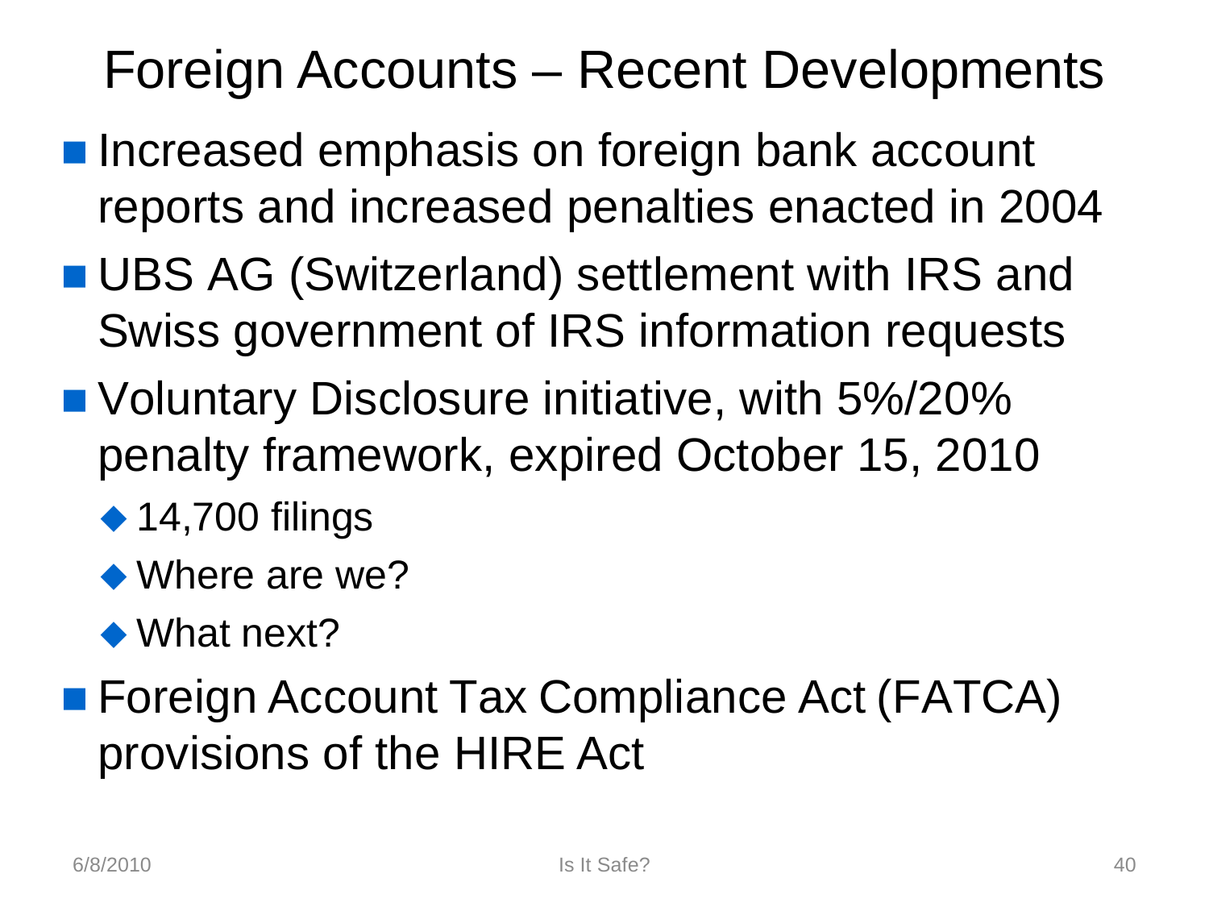# Foreign Accounts – Recent Developments

- Increased emphasis on foreign bank account reports and increased penalties enacted in 2004
- UBS AG (Switzerland) settlement with IRS and Swiss government of IRS information requests
- Voluntary Disclosure initiative, with 5%/20% penalty framework, expired October 15, 2010
  - 14,700 filings
  - Where are we?
  - What next?
- Foreign Account Tax Compliance Act (FATCA) provisions of the HIRE Act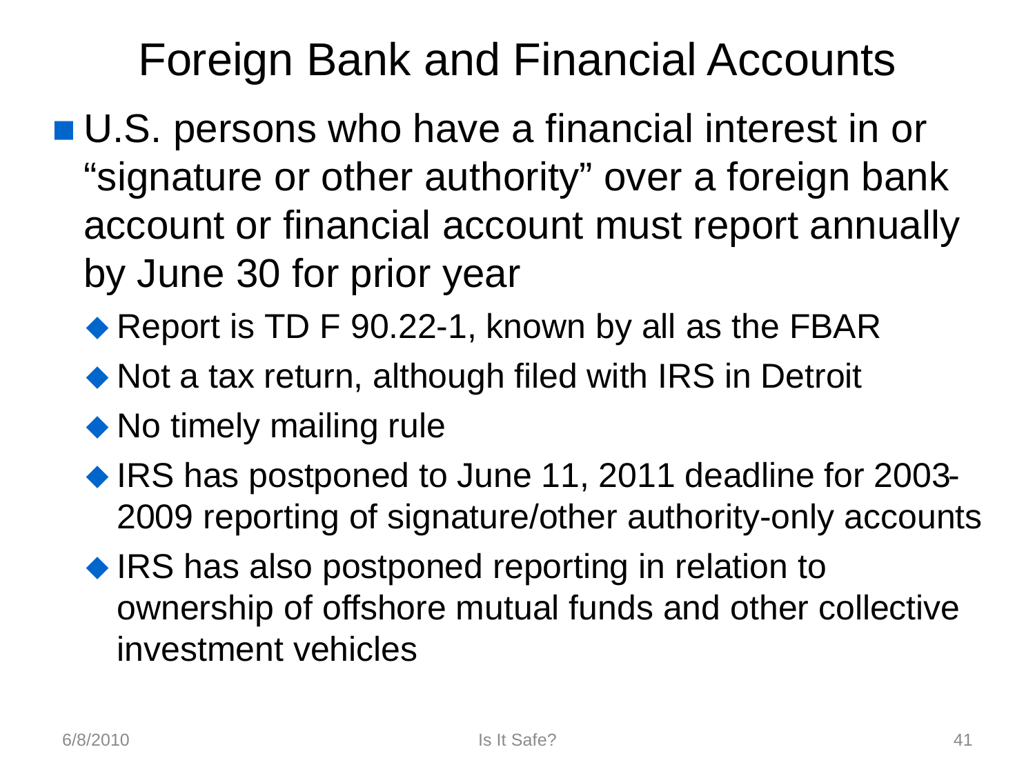# Foreign Bank and Financial Accounts

- U.S. persons who have a financial interest in or "signature or other authority" over a foreign bank account or financial account must report annually by June 30 for prior year
  - Report is TD F 90.22-1, known by all as the FBAR
  - Not a tax return, although filed with IRS in Detroit
  - No timely mailing rule
  - IRS has postponed to June 11, 2011 deadline for 2003-2009 reporting of signature/other authority-only accounts
  - IRS has also postponed reporting in relation to ownership of offshore mutual funds and other collective investment vehicles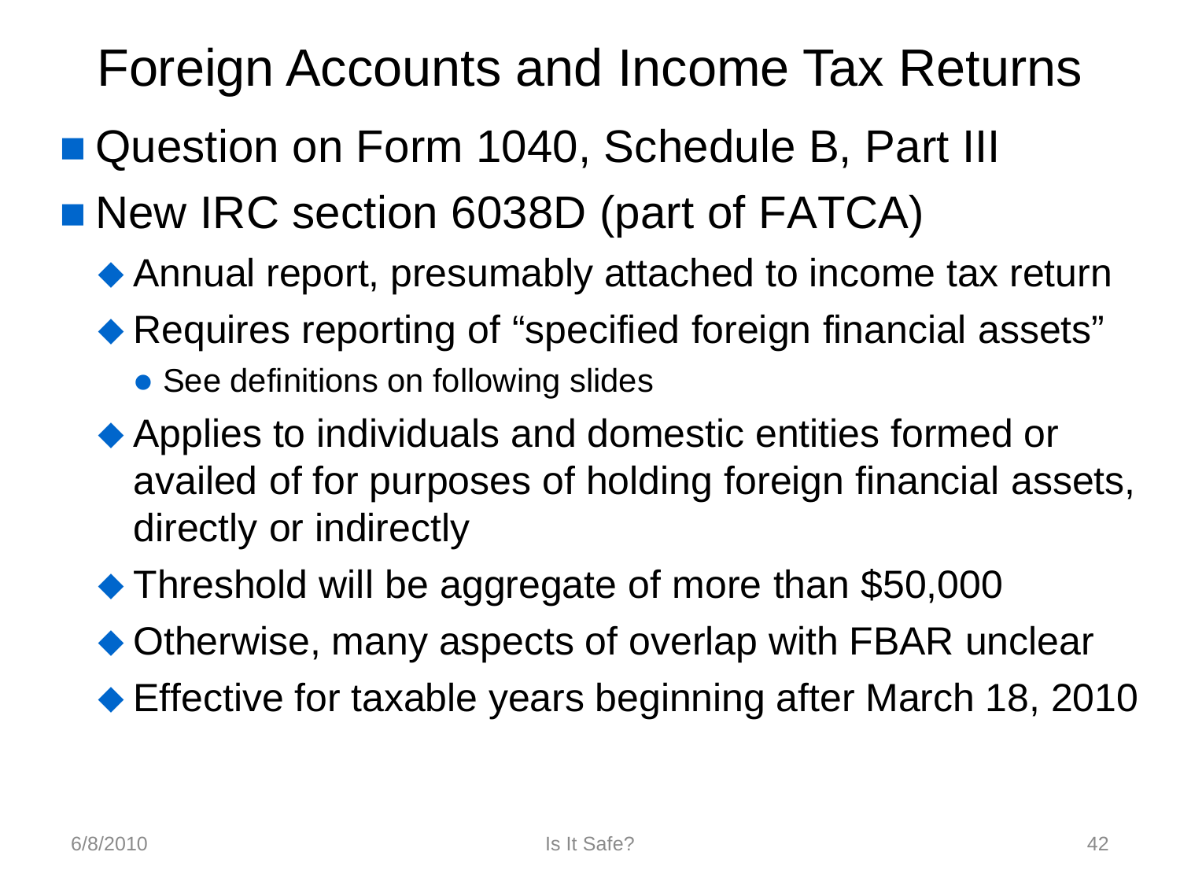# Foreign Accounts and Income Tax Returns

- Question on Form 1040, Schedule B, Part III
- New IRC section 6038D (part of FATCA)
  - Annual report, presumably attached to income tax return
  - Requires reporting of "specified foreign financial assets"
    - See definitions on following slides
  - Applies to individuals and domestic entities formed or availed of for purposes of holding foreign financial assets, directly or indirectly
  - Threshold will be aggregate of more than $50,000
  - Otherwise, many aspects of overlap with FBAR unclear
  - Effective for taxable years beginning after March 18, 2010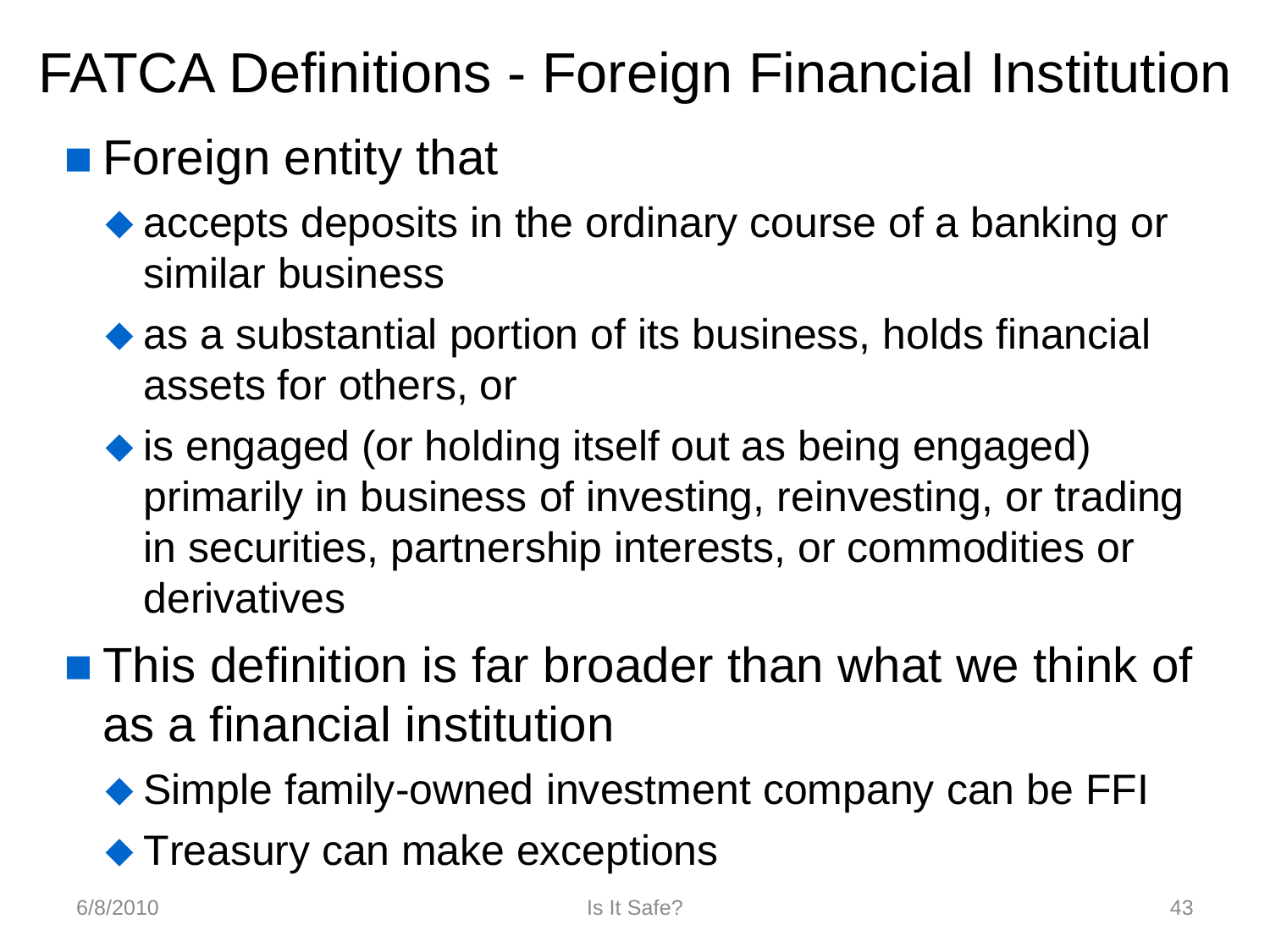# FATCA Definitions - Foreign Financial Institution

- Foreign entity that
  - accepts deposits in the ordinary course of a banking or similar business
  - as a substantial portion of its business, holds financial assets for others, or
  - is engaged (or holding itself out as being engaged) primarily in business of investing, reinvesting, or trading in securities, partnership interests, or commodities or derivatives
- This definition is far broader than what we think of as a financial institution
  - Simple family-owned investment company can be FFI
  - Treasury can make exceptions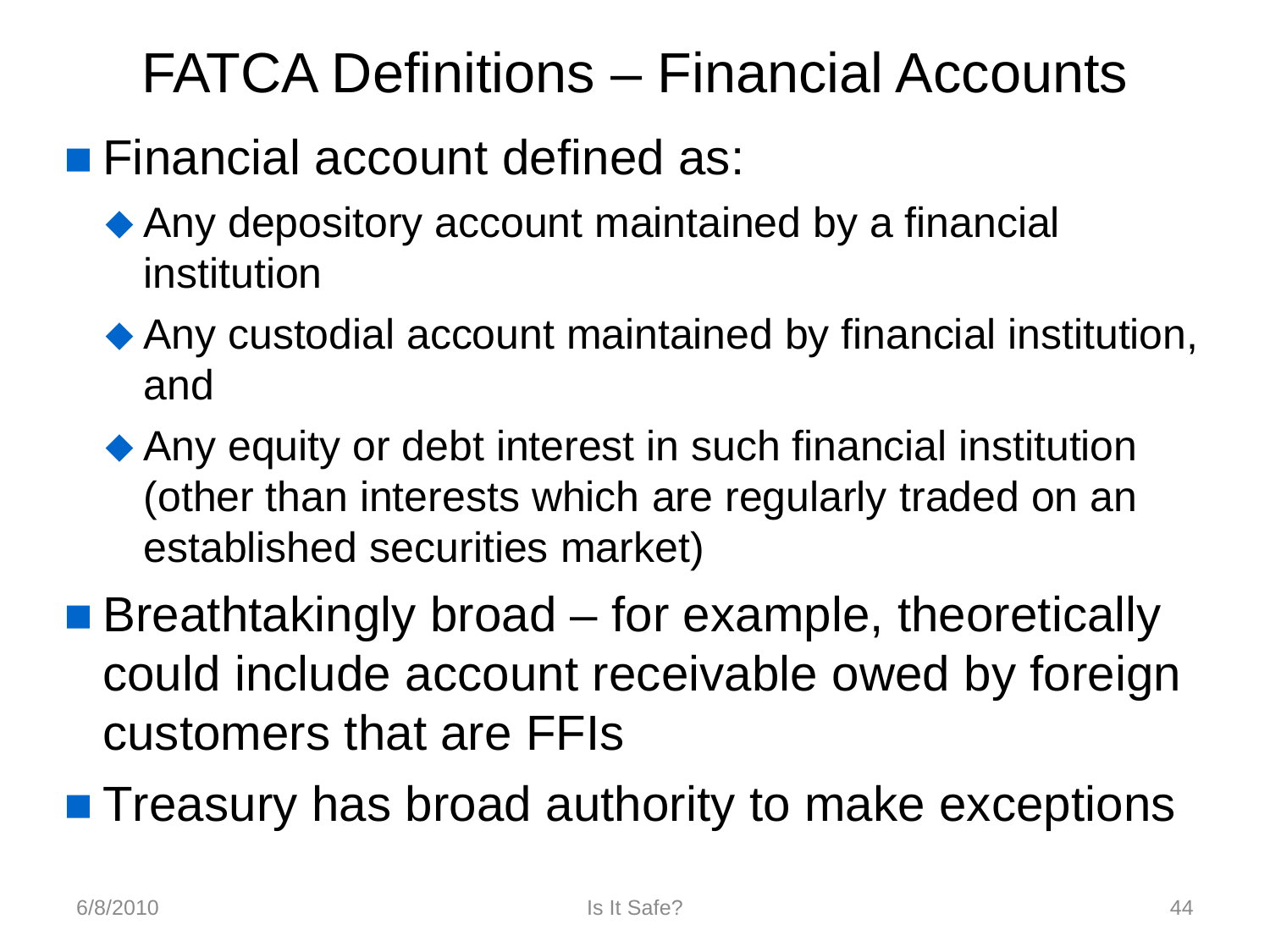# FATCA Definitions – Financial Accounts

- Financial account defined as:
  - Any depository account maintained by a financial institution
  - Any custodial account maintained by financial institution, and
  - Any equity or debt interest in such financial institution (other than interests which are regularly traded on an established securities market)
- Breathtakingly broad – for example, theoretically could include account receivable owed by foreign customers that are FFIs
- Treasury has broad authority to make exceptions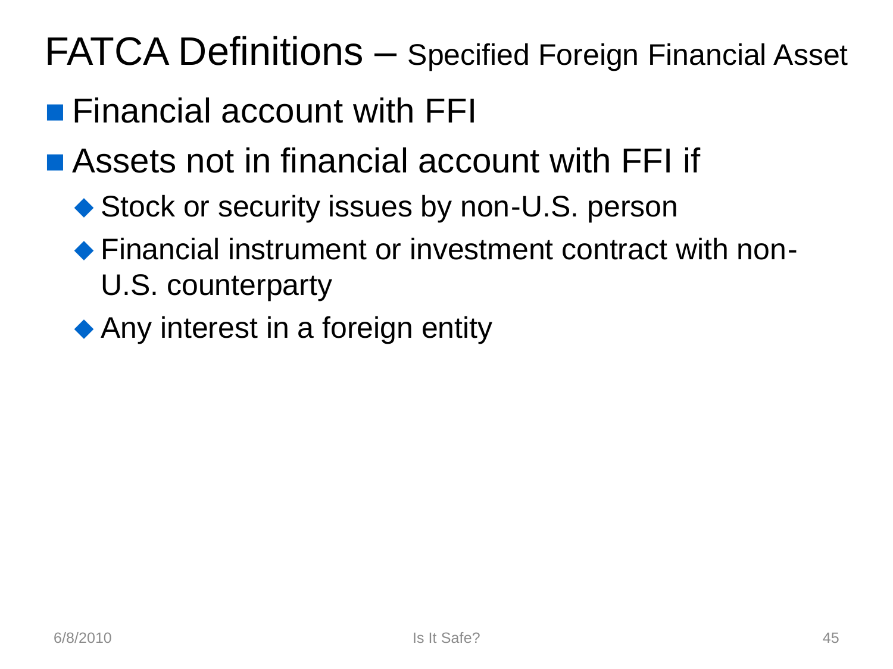# FATCA Definitions – Specified Foreign Financial Asset

- Financial account with FFI
- Assets not in financial account with FFI if
  - Stock or security issues by non-U.S. person
  - Financial instrument or investment contract with non-U.S. counterparty
  - Any interest in a foreign entity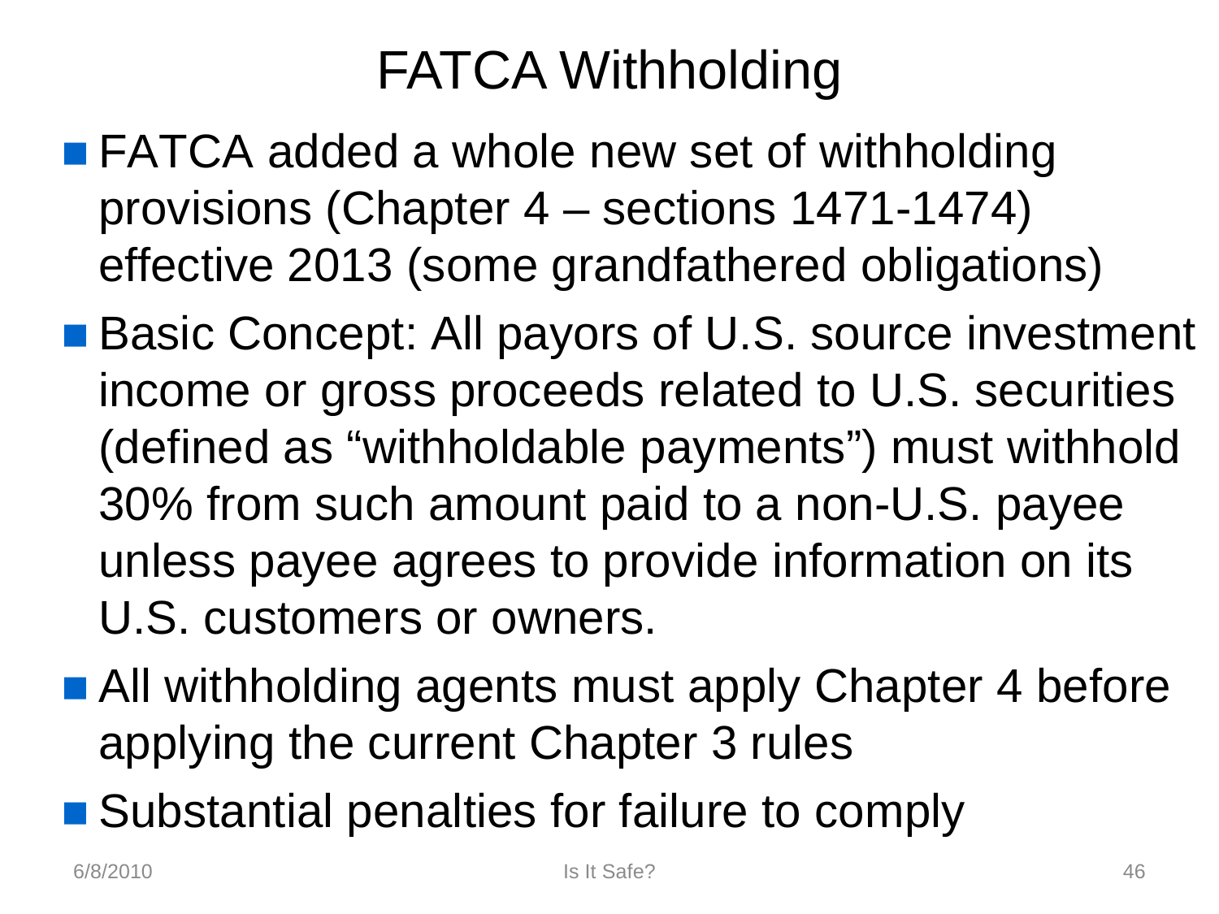# FATCA Withholding

- FATCA added a whole new set of withholding provisions (Chapter 4 – sections 1471-1474) effective 2013 (some grandfathered obligations)
- Basic Concept: All payors of U.S. source investment income or gross proceeds related to U.S. securities (defined as "withholdable payments") must withhold 30% from such amount paid to a non-U.S. payee unless payee agrees to provide information on its U.S. customers or owners.
- All withholding agents must apply Chapter 4 before applying the current Chapter 3 rules
- Substantial penalties for failure to comply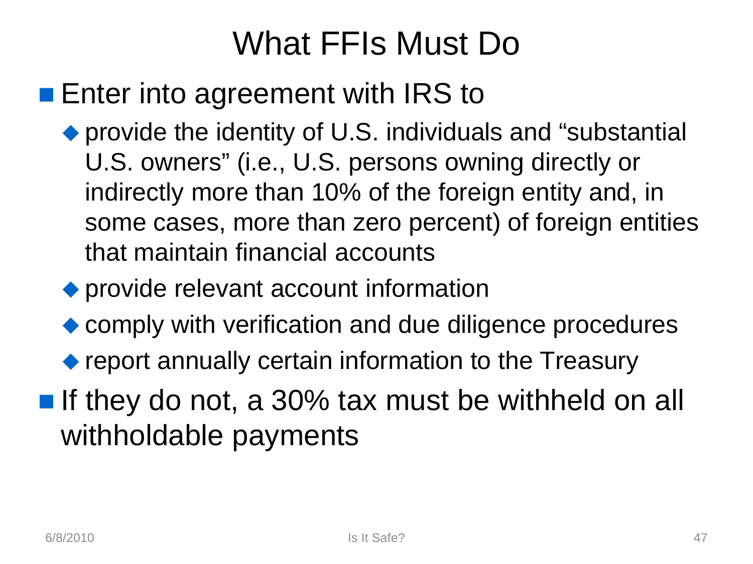# What FFIs Must Do

- Enter into agreement with IRS to
  - provide the identity of U.S. individuals and “substantial U.S. owners” (i.e., U.S. persons owning directly or indirectly more than 10% of the foreign entity and, in some cases, more than zero percent) of foreign entities that maintain financial accounts
  - provide relevant account information
  - comply with verification and due diligence procedures
  - report annually certain information to the Treasury
- If they do not, a 30% tax must be withheld on all withholdable payments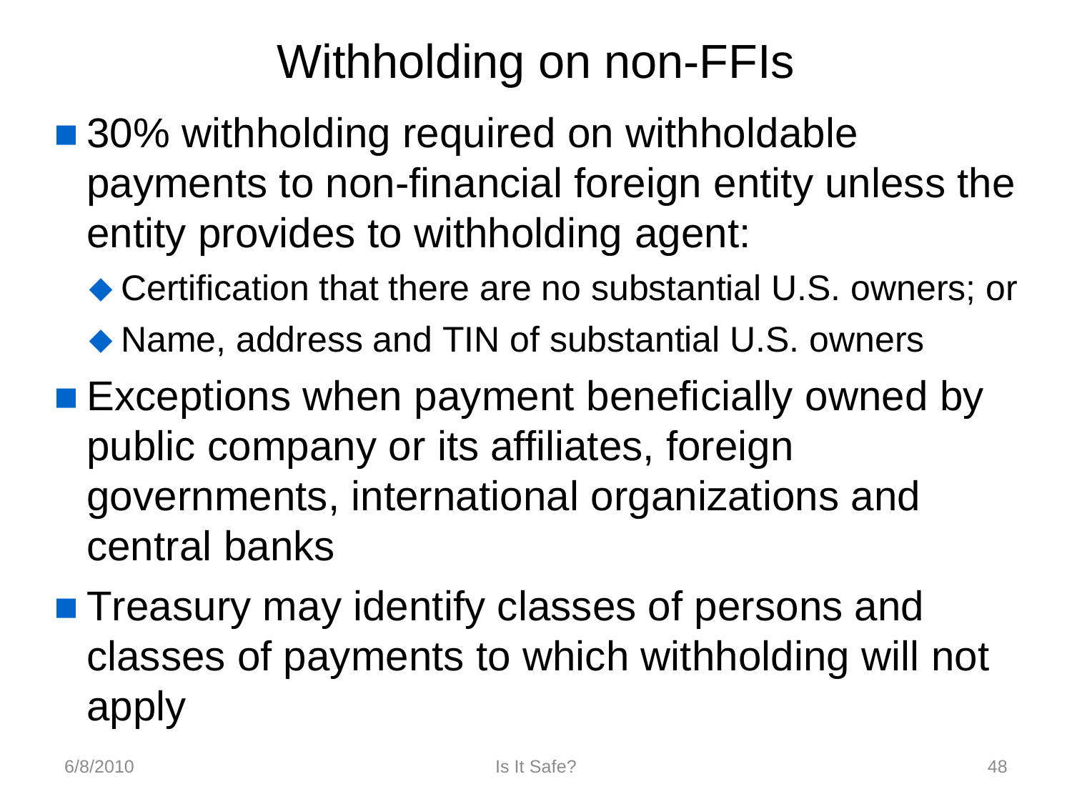# Withholding on non-FFIs

- 30% withholding required on withholdable payments to non-financial foreign entity unless the entity provides to withholding agent:
  - Certification that there are no substantial U.S. owners; or
  - Name, address and TIN of substantial U.S. owners
- Exceptions when payment beneficially owned by public company or its affiliates, foreign governments, international organizations and central banks
- Treasury may identify classes of persons and classes of payments to which withholding will not apply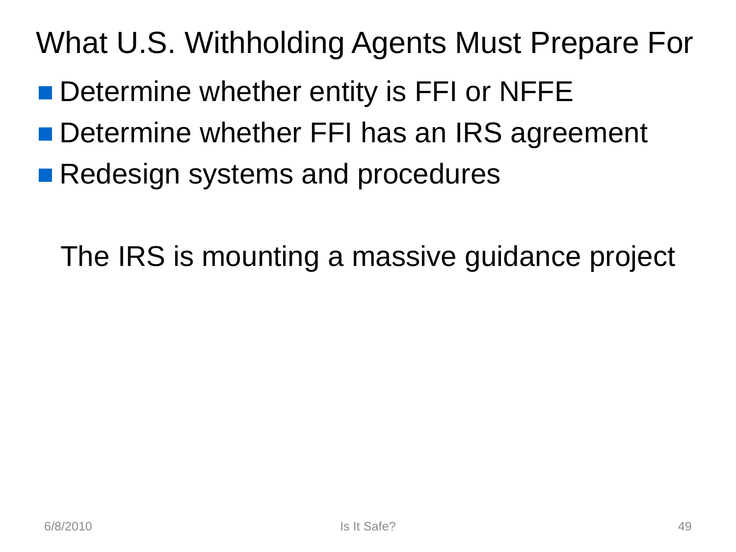# What U.S. Withholding Agents Must Prepare For

- Determine whether entity is FFI or NFFE
- Determine whether FFI has an IRS agreement
- Redesign systems and procedures

The IRS is mounting a massive guidance project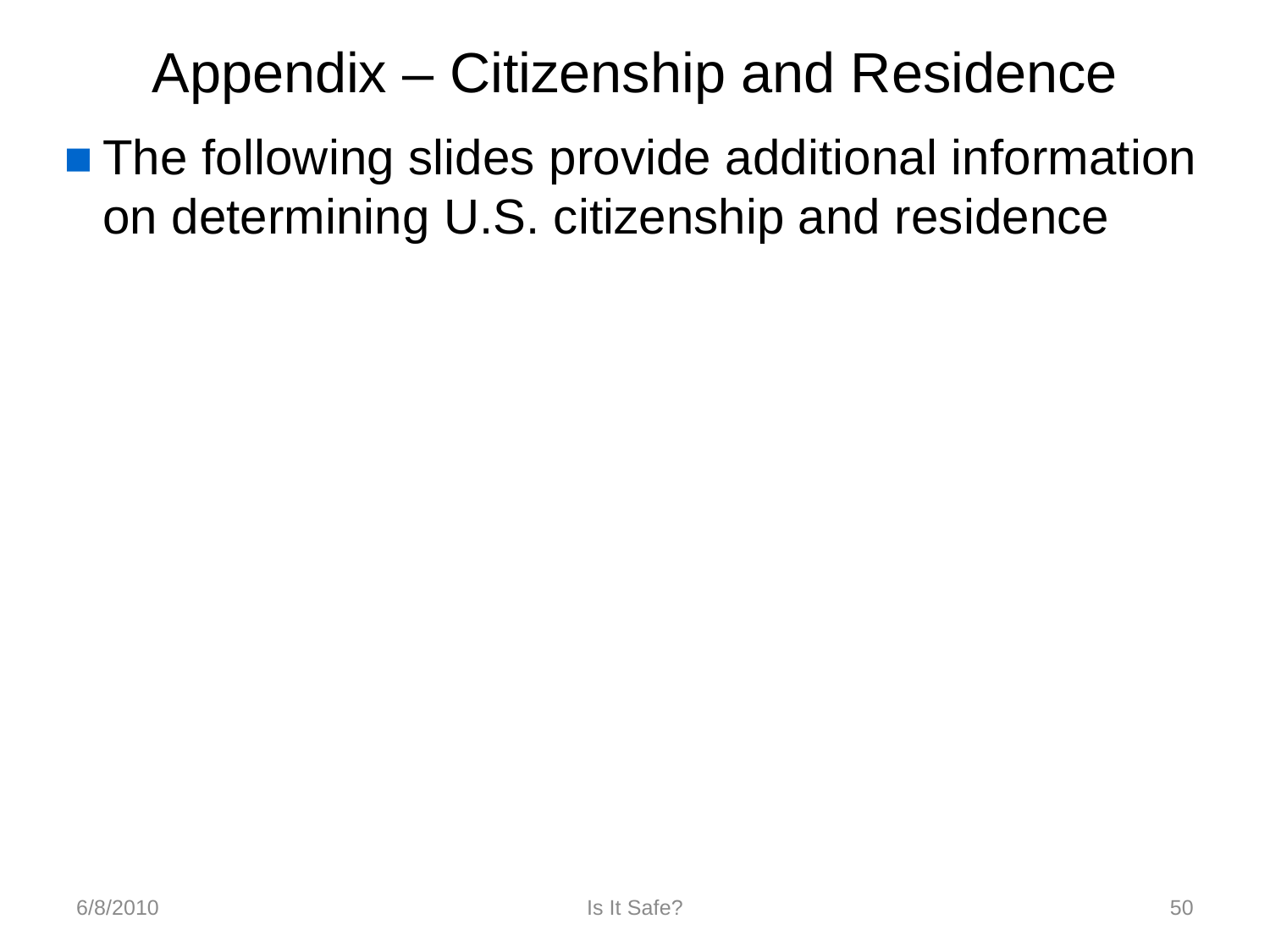# Appendix – Citizenship and Residence

- The following slides provide additional information on determining U.S. citizenship and residence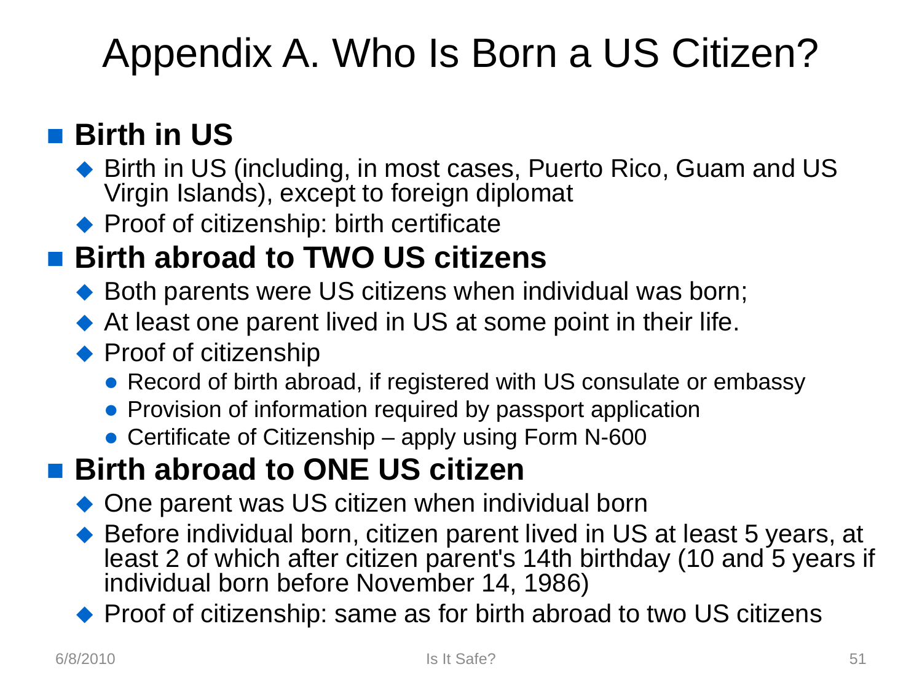# Appendix A. Who Is Born a US Citizen?

- **Birth in US**
  - Birth in US (including, in most cases, Puerto Rico, Guam and US Virgin Islands), except to foreign diplomat
  - Proof of citizenship: birth certificate
- **Birth abroad to TWO US citizens**
  - Both parents were US citizens when individual was born;
  - At least one parent lived in US at some point in their life.
  - Proof of citizenship
    - Record of birth abroad, if registered with US consulate or embassy
    - Provision of information required by passport application
    - Certificate of Citizenship – apply using Form N-600
- **Birth abroad to ONE US citizen**
  - One parent was US citizen when individual born
  - Before individual born, citizen parent lived in US at least 5 years, at least 2 of which after citizen parent's 14th birthday (10 and 5 years if individual born before November 14, 1986)
  - Proof of citizenship: same as for birth abroad to two US citizens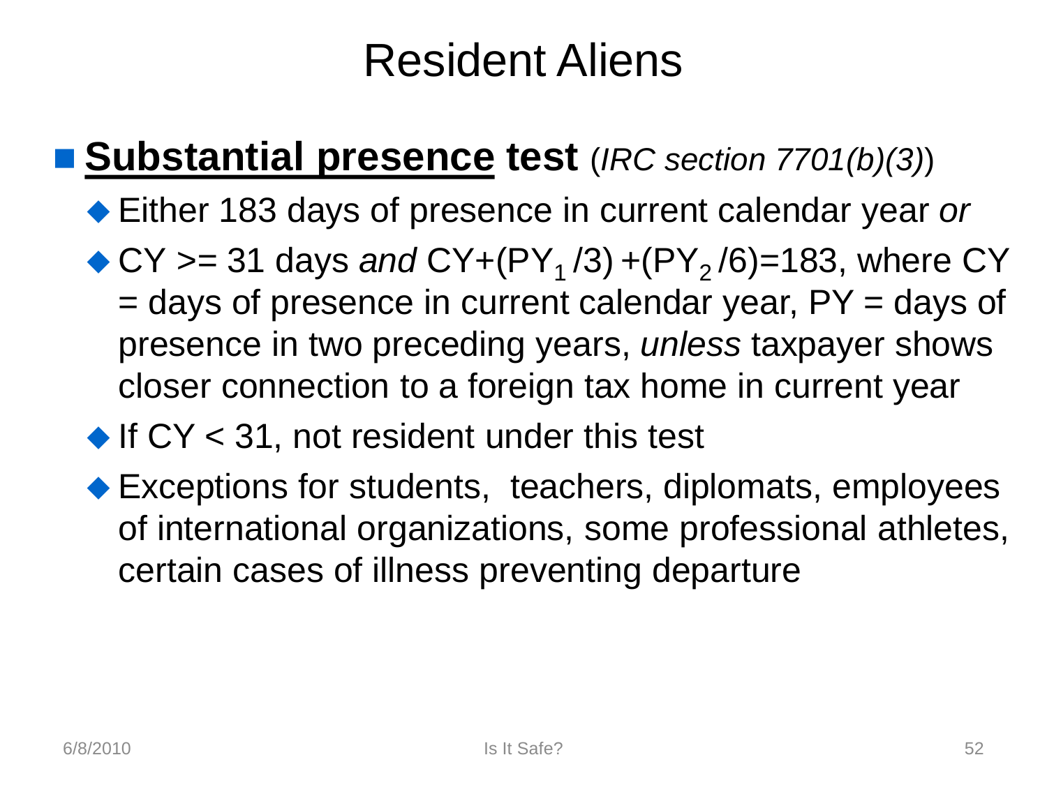# Resident Aliens

- **Substantial presence test** (*IRC section 7701(b)(3)*)
  - Either 183 days of presence in current calendar year *or*
  - CY >= 31 days *and* $CY+(PY_1/3)+(PY_2/6)=183$, where CY = days of presence in current calendar year, PY = days of presence in two preceding years, *unless* taxpayer shows closer connection to a foreign tax home in current year
  - If CY < 31, not resident under this test
  - Exceptions for students, teachers, diplomats, employees of international organizations, some professional athletes, certain cases of illness preventing departure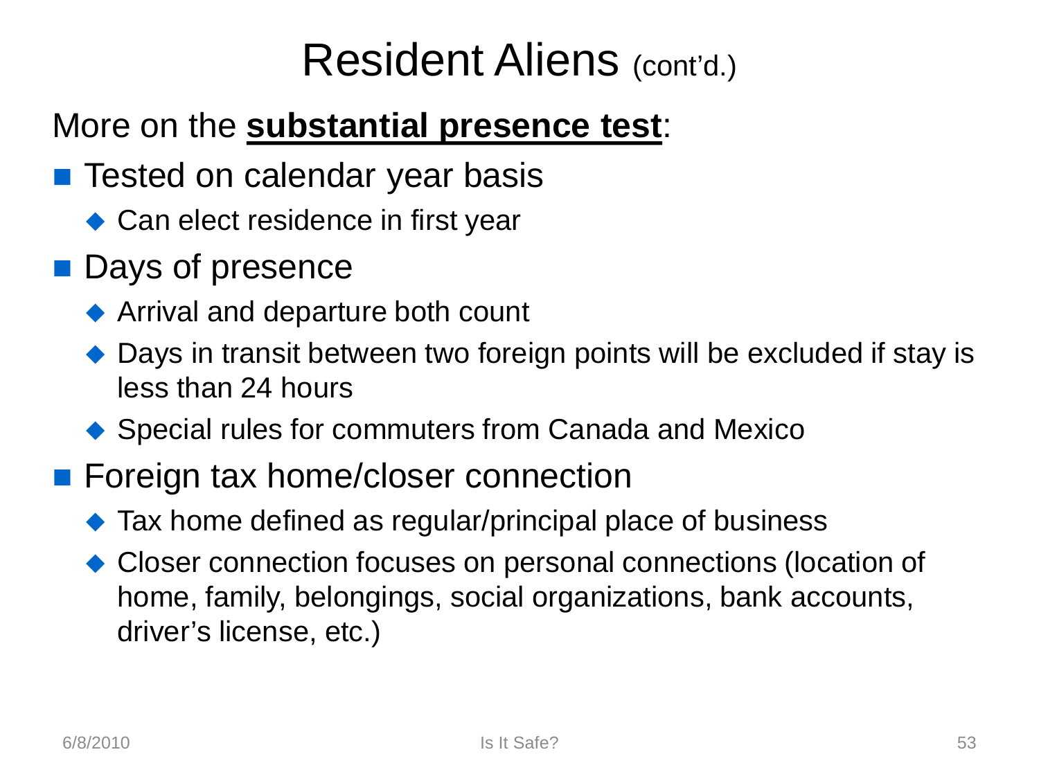# Resident Aliens (cont'd.)

More on the **substantial presence test**:

- Tested on calendar year basis
  - Can elect residence in first year
- Days of presence
  - Arrival and departure both count
  - Days in transit between two foreign points will be excluded if stay is less than 24 hours
  - Special rules for commuters from Canada and Mexico
- Foreign tax home/closer connection
  - Tax home defined as regular/principal place of business
  - Closer connection focuses on personal connections (location of home, family, belongings, social organizations, bank accounts, driver's license, etc.)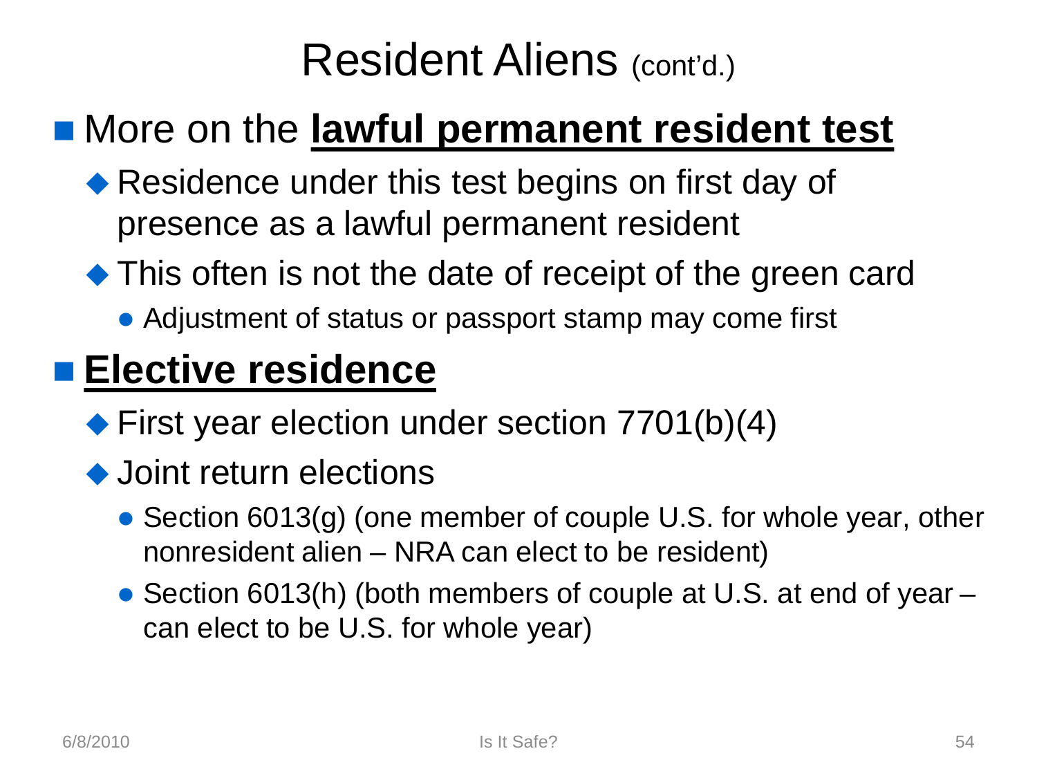# Resident Aliens (cont'd.)

- More on the **lawful permanent resident test**
  - Residence under this test begins on first day of presence as a lawful permanent resident
  - This often is not the date of receipt of the green card
    - Adjustment of status or passport stamp may come first
- **Elective residence**
  - First year election under section 7701(b)(4)
  - Joint return elections
    - Section 6013(g) (one member of couple U.S. for whole year, other nonresident alien – NRA can elect to be resident)
    - Section 6013(h) (both members of couple at U.S. at end of year – can elect to be U.S. for whole year)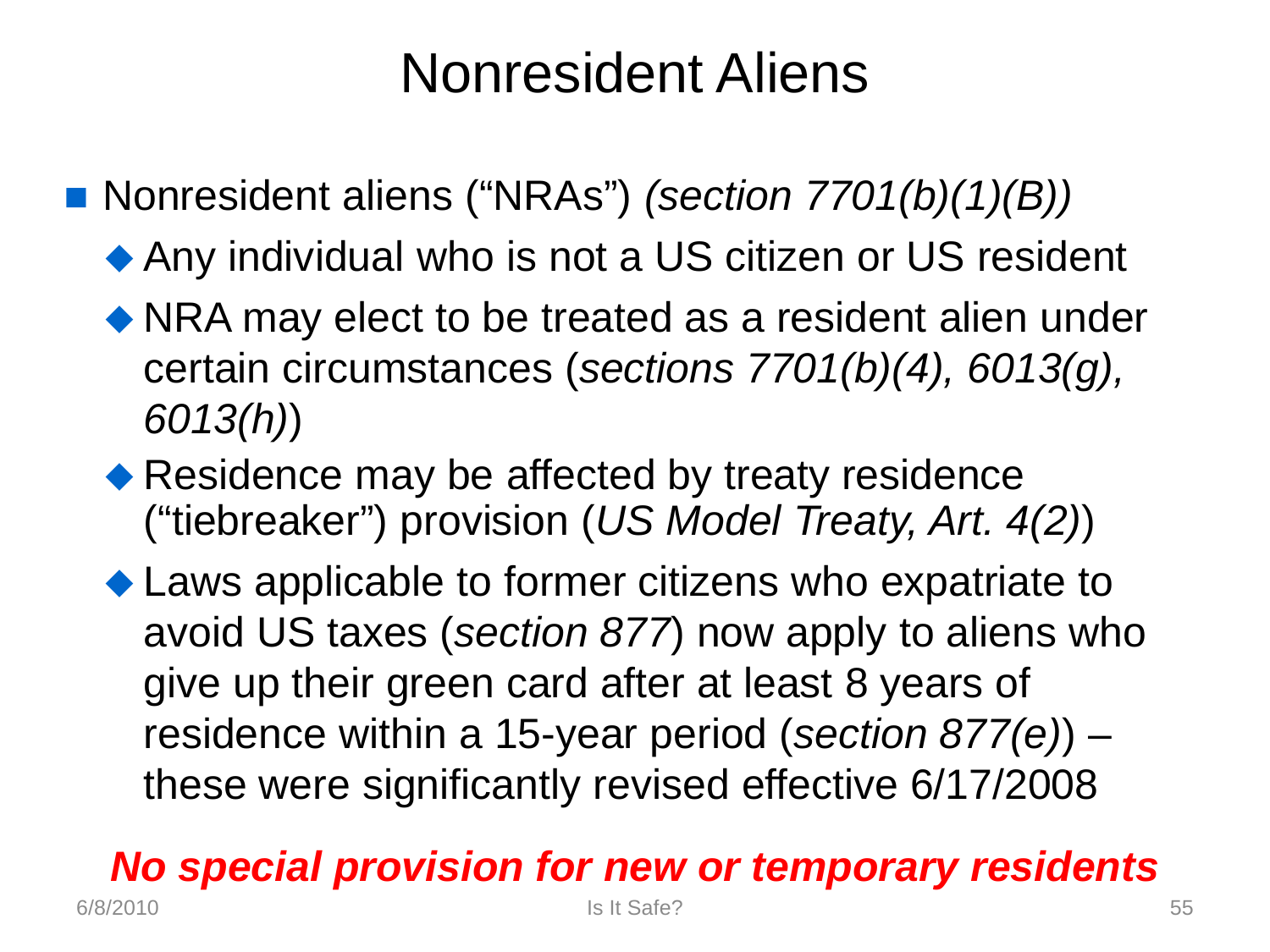# Nonresident Aliens

- Nonresident aliens ("NRAs") *(section 7701(b)(1)(B))*
  - Any individual who is not a US citizen or US resident
  - NRA may elect to be treated as a resident alien under certain circumstances (*sections 7701(b)(4), 6013(g), 6013(h)*)
  - Residence may be affected by treaty residence ("tiebreaker") provision (*US Model Treaty, Art. 4(2)*)
  - Laws applicable to former citizens who expatriate to avoid US taxes (*section 877*) now apply to aliens who give up their green card after at least 8 years of residence within a 15-year period (*section 877(e)*) – these were significantly revised effective 6/17/2008

***No special provision for new or temporary residents***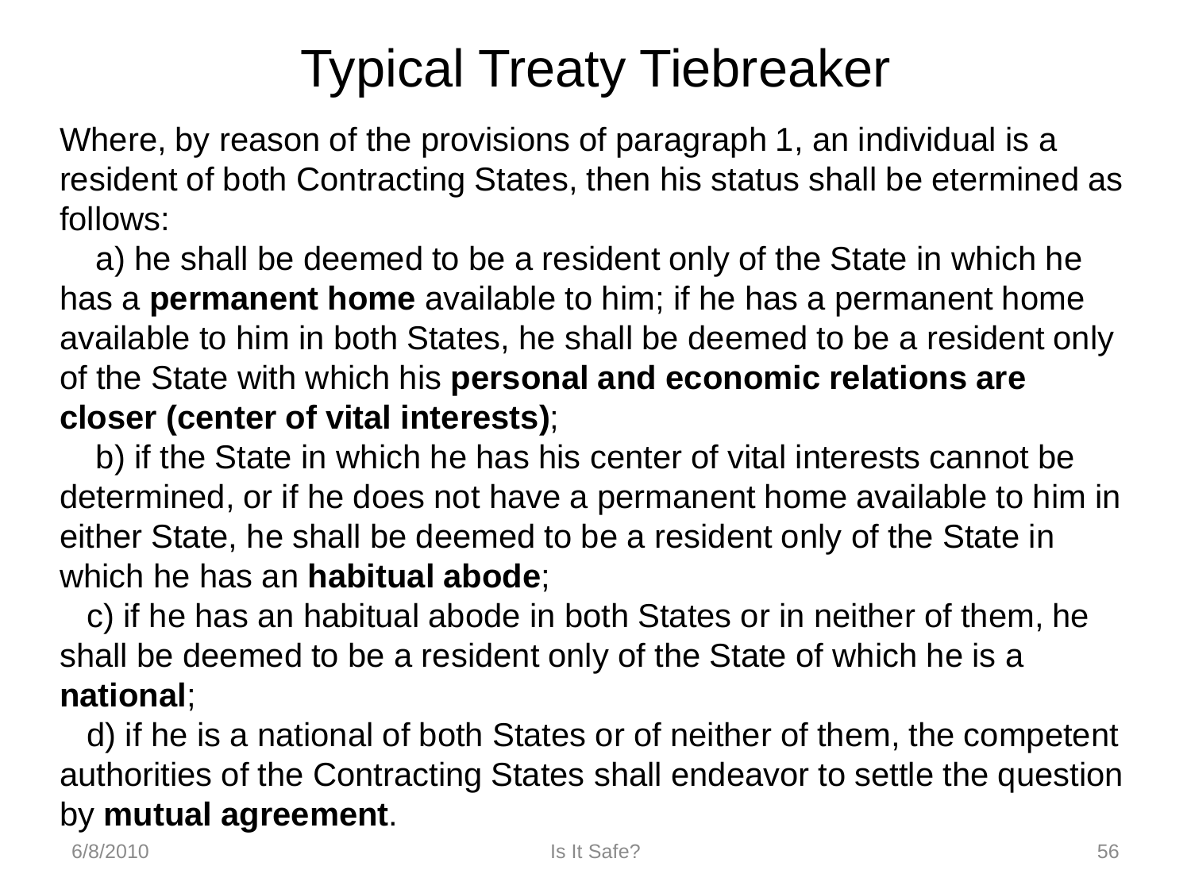# Typical Treaty Tiebreaker

Where, by reason of the provisions of paragraph 1, an individual is a resident of both Contracting States, then his status shall be etermined as follows:

a) he shall be deemed to be a resident only of the State in which he has a **permanent home** available to him; if he has a permanent home available to him in both States, he shall be deemed to be a resident only of the State with which his **personal and economic relations are closer (center of vital interests)**;

b) if the State in which he has his center of vital interests cannot be determined, or if he does not have a permanent home available to him in either State, he shall be deemed to be a resident only of the State in which he has an **habitual abode**;

c) if he has an habitual abode in both States or in neither of them, he shall be deemed to be a resident only of the State of which he is a **national**;

d) if he is a national of both States or of neither of them, the competent authorities of the Contracting States shall endeavor to settle the question by **mutual agreement**.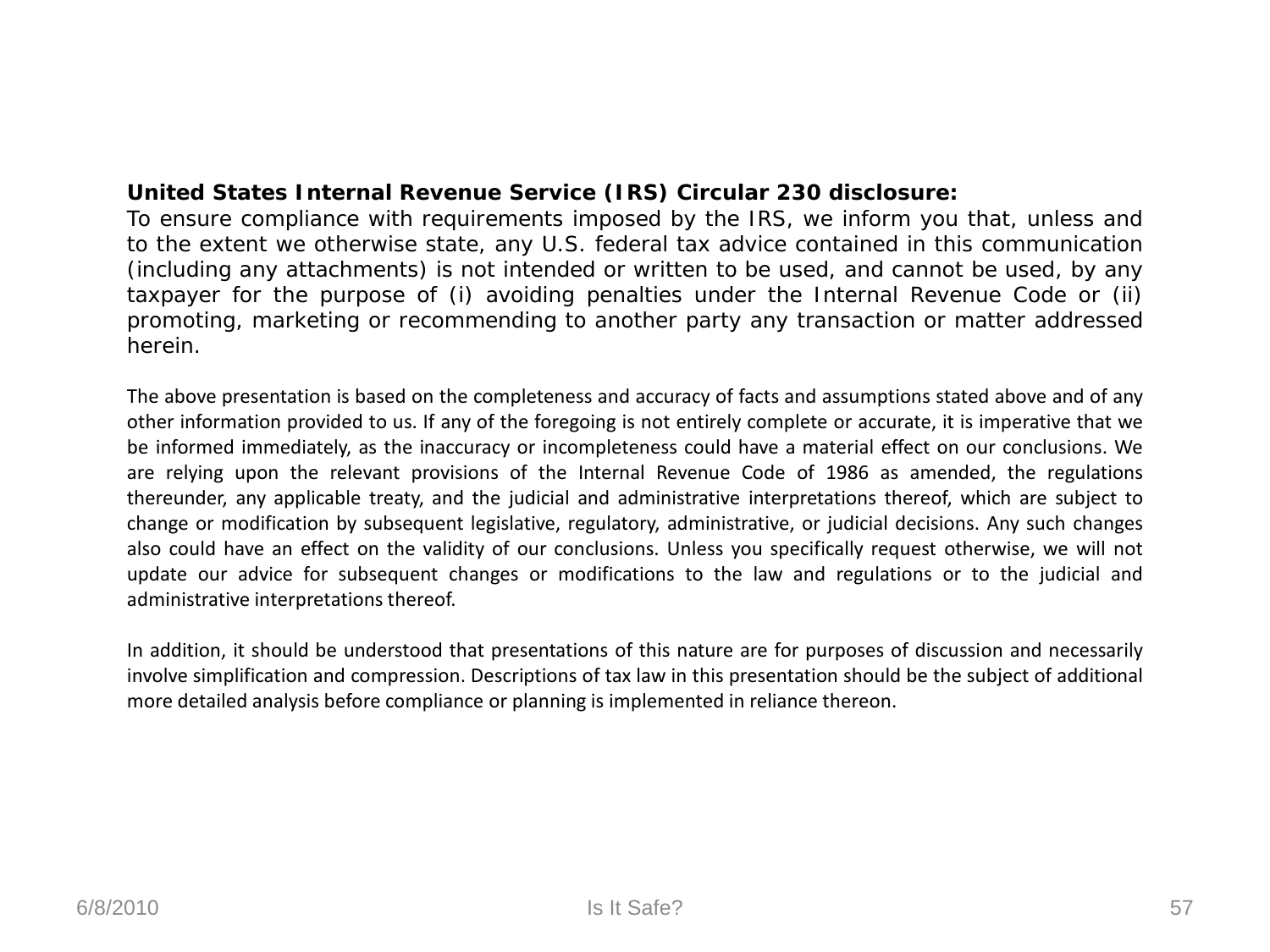**United States Internal Revenue Service (IRS) Circular 230 disclosure:**
To ensure compliance with requirements imposed by the IRS, we inform you that, unless and to the extent we otherwise state, any U.S. federal tax advice contained in this communication (including any attachments) is not intended or written to be used, and cannot be used, by any taxpayer for the purpose of (i) avoiding penalties under the Internal Revenue Code or (ii) promoting, marketing or recommending to another party any transaction or matter addressed herein.

The above presentation is based on the completeness and accuracy of facts and assumptions stated above and of any other information provided to us. If any of the foregoing is not entirely complete or accurate, it is imperative that we be informed immediately, as the inaccuracy or incompleteness could have a material effect on our conclusions. We are relying upon the relevant provisions of the Internal Revenue Code of 1986 as amended, the regulations thereunder, any applicable treaty, and the judicial and administrative interpretations thereof, which are subject to change or modification by subsequent legislative, regulatory, administrative, or judicial decisions. Any such changes also could have an effect on the validity of our conclusions. Unless you specifically request otherwise, we will not update our advice for subsequent changes or modifications to the law and regulations or to the judicial and administrative interpretations thereof.

In addition, it should be understood that presentations of this nature are for purposes of discussion and necessarily involve simplification and compression. Descriptions of tax law in this presentation should be the subject of additional more detailed analysis before compliance or planning is implemented in reliance thereon.